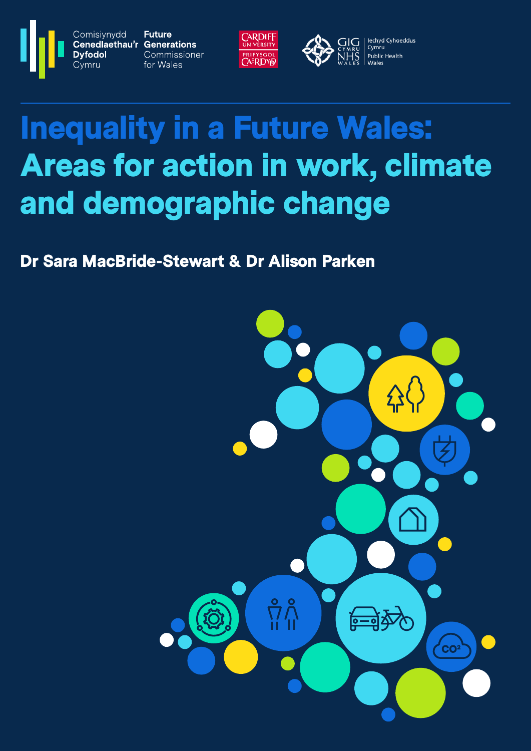Comisiynydd Cenedlaethau'r Dyfodol Cymru

Future Generations Commissioner for Wales

Cardiff University / Prifysgol Caerdydd

GIG Cymru NHS Wales | Iechyd Cyhoeddus Cymru Public Health Wales

# Inequality in a Future Wales: Areas for action in work, climate and demographic change

**Dr Sara MacBride-Stewart & Dr Alison Parken**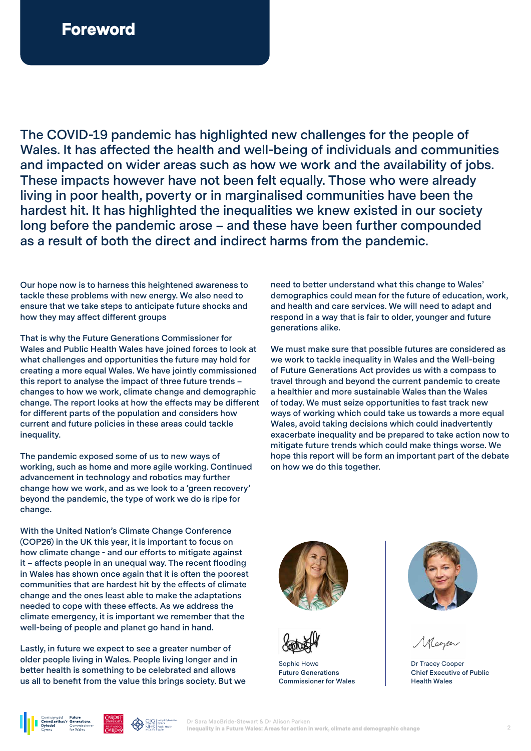# Foreword

The COVID-19 pandemic has highlighted new challenges for the people of Wales. It has affected the health and well-being of individuals and communities and impacted on wider areas such as how we work and the availability of jobs. These impacts however have not been felt equally. Those who were already living in poor health, poverty or in marginalised communities have been the hardest hit. It has highlighted the inequalities we knew existed in our society long before the pandemic arose – and these have been further compounded as a result of both the direct and indirect harms from the pandemic.

Our hope now is to harness this heightened awareness to tackle these problems with new energy. We also need to ensure that we take steps to anticipate future shocks and how they may affect different groups

That is why the Future Generations Commissioner for Wales and Public Health Wales have joined forces to look at what challenges and opportunities the future may hold for creating a more equal Wales. We have jointly commissioned this report to analyse the impact of three future trends – changes to how we work, climate change and demographic change. The report looks at how the effects may be different for different parts of the population and considers how current and future policies in these areas could tackle inequality.

The pandemic exposed some of us to new ways of working, such as home and more agile working. Continued advancement in technology and robotics may further change how we work, and as we look to a 'green recovery' beyond the pandemic, the type of work we do is ripe for change.

With the United Nation's Climate Change Conference (COP26) in the UK this year, it is important to focus on how climate change - and our efforts to mitigate against it – affects people in an unequal way. The recent flooding in Wales has shown once again that it is often the poorest communities that are hardest hit by the effects of climate change and the ones least able to make the adaptations needed to cope with these effects. As we address the climate emergency, it is important we remember that the well-being of people and planet go hand in hand.

Lastly, in future we expect to see a greater number of older people living in Wales. People living longer and in better health is something to be celebrated and allows us all to benefit from the value this brings society. But we need to better understand what this change to Wales' demographics could mean for the future of education, work, and health and care services. We will need to adapt and respond in a way that is fair to older, younger and future generations alike.

We must make sure that possible futures are considered as we work to tackle inequality in Wales and the Well-being of Future Generations Act provides us with a compass to travel through and beyond the current pandemic to create a healthier and more sustainable Wales than the Wales of today. We must seize opportunities to fast track new ways of working which could take us towards a more equal Wales, avoid taking decisions which could inadvertently exacerbate inequality and be prepared to take action now to mitigate future trends which could make things worse. We hope this report will be form an important part of the debate on how we do this together.

Sophie Howe
**Future Generations Commissioner for Wales**

Dr Tracey Cooper
**Chief Executive of Public Health Wales**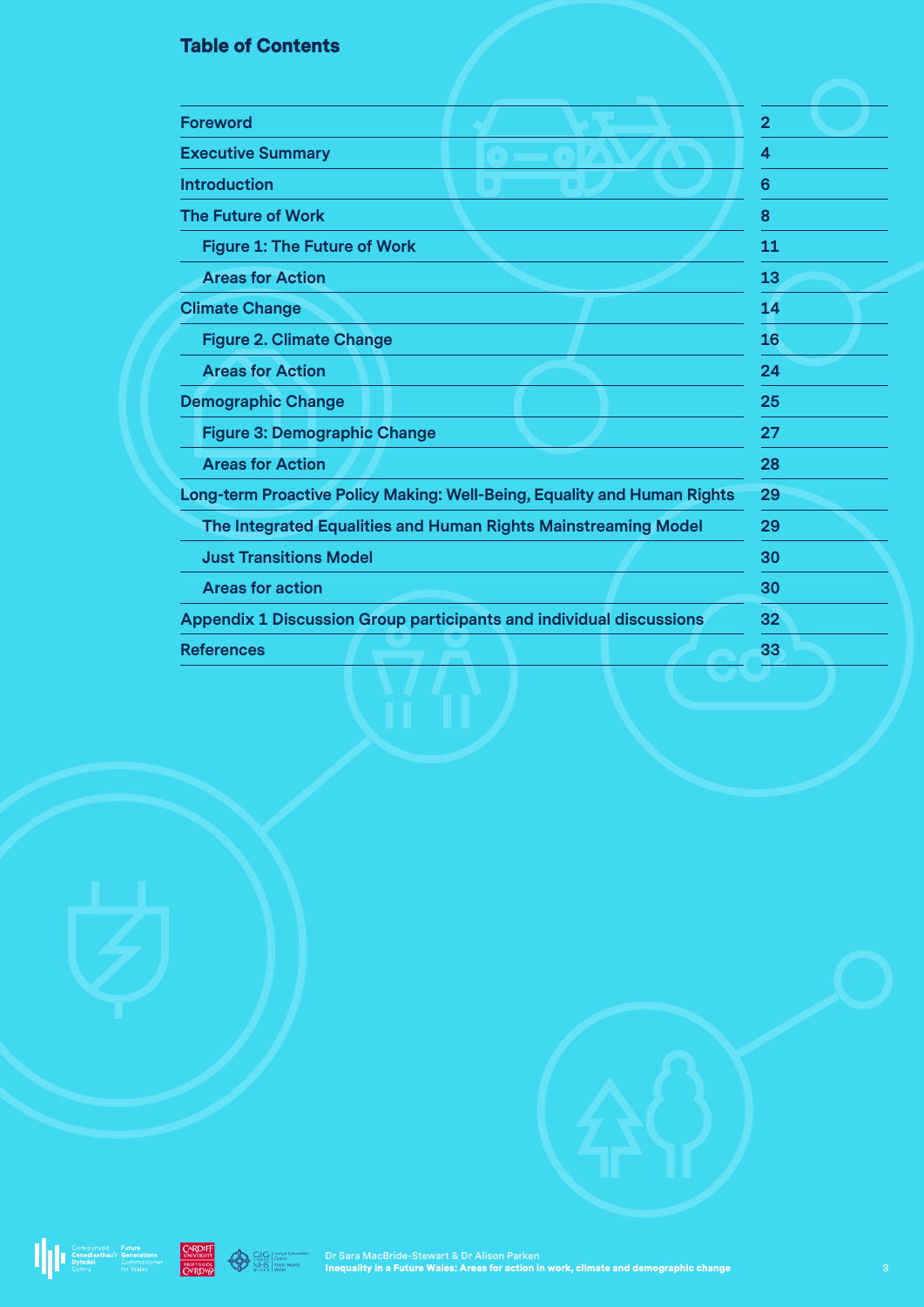## Table of Contents

| | |
|---|---|
| Foreword | 2 |
| Executive Summary | 4 |
| Introduction | 6 |
| The Future of Work | 8 |
| Figure 1: The Future of Work | 11 |
| Areas for Action | 13 |
| Climate Change | 14 |
| Figure 2. Climate Change | 16 |
| Areas for Action | 24 |
| Demographic Change | 25 |
| Figure 3: Demographic Change | 27 |
| Areas for Action | 28 |
| Long-term Proactive Policy Making: Well-Being, Equality and Human Rights | 29 |
| The Integrated Equalities and Human Rights Mainstreaming Model | 29 |
| Just Transitions Model | 30 |
| Areas for action | 30 |
| Appendix 1 Discussion Group participants and individual discussions | 32 |
| References | 33 |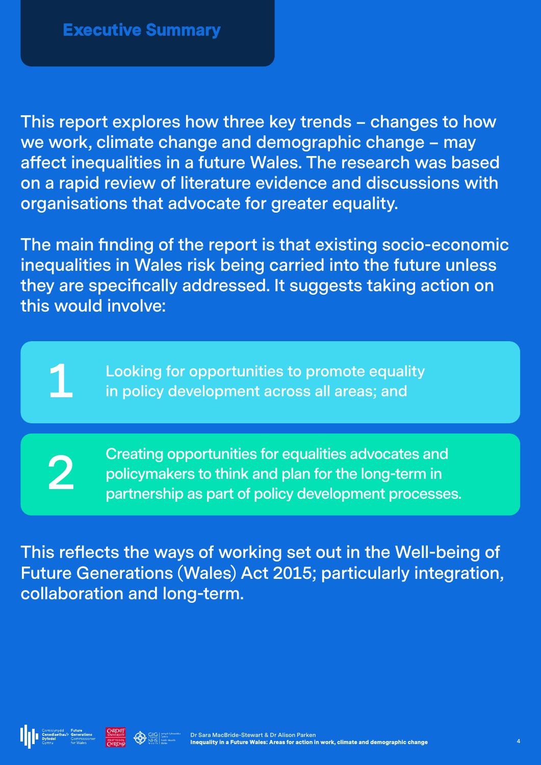# Executive Summary

This report explores how three key trends – changes to how we work, climate change and demographic change – may affect inequalities in a future Wales. The research was based on a rapid review of literature evidence and discussions with organisations that advocate for greater equality.

The main finding of the report is that existing socio-economic inequalities in Wales risk being carried into the future unless they are specifically addressed. It suggests taking action on this would involve:

1. Looking for opportunities to promote equality in policy development across all areas; and
2. Creating opportunities for equalities advocates and policymakers to think and plan for the long-term in partnership as part of policy development processes.

This reflects the ways of working set out in the Well-being of Future Generations (Wales) Act 2015; particularly integration, collaboration and long-term.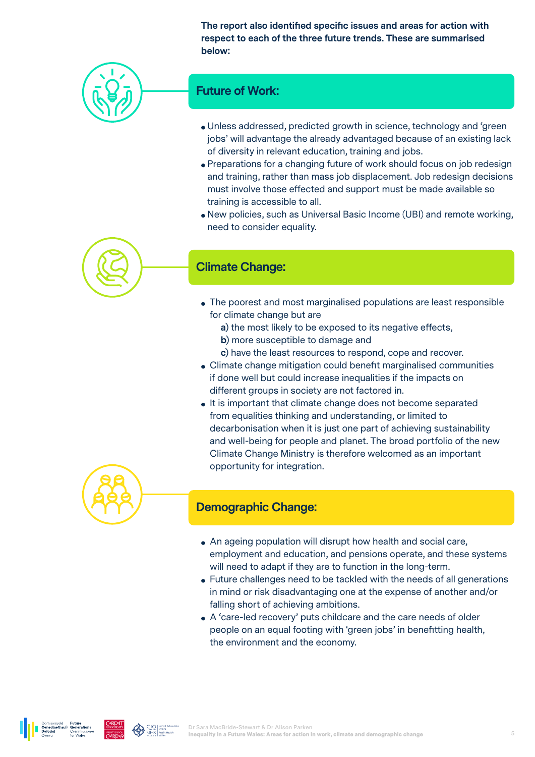**The report also identified specific issues and areas for action with respect to each of the three future trends. These are summarised below:**

## Future of Work:

- Unless addressed, predicted growth in science, technology and 'green jobs' will advantage the already advantaged because of an existing lack of diversity in relevant education, training and jobs.
- Preparations for a changing future of work should focus on job redesign and training, rather than mass job displacement. Job redesign decisions must involve those effected and support must be made available so training is accessible to all.
- New policies, such as Universal Basic Income (UBI) and remote working, need to consider equality.

## Climate Change:

- The poorest and most marginalised populations are least responsible for climate change but are
  - **a**) the most likely to be exposed to its negative effects,
  - **b**) more susceptible to damage and
  - **c**) have the least resources to respond, cope and recover.
- Climate change mitigation could benefit marginalised communities if done well but could increase inequalities if the impacts on different groups in society are not factored in.
- It is important that climate change does not become separated from equalities thinking and understanding, or limited to decarbonisation when it is just one part of achieving sustainability and well-being for people and planet. The broad portfolio of the new Climate Change Ministry is therefore welcomed as an important opportunity for integration.

## Demographic Change:

- An ageing population will disrupt how health and social care, employment and education, and pensions operate, and these systems will need to adapt if they are to function in the long-term.
- Future challenges need to be tackled with the needs of all generations in mind or risk disadvantaging one at the expense of another and/or falling short of achieving ambitions.
- A 'care-led recovery' puts childcare and the care needs of older people on an equal footing with 'green jobs' in benefitting health, the environment and the economy.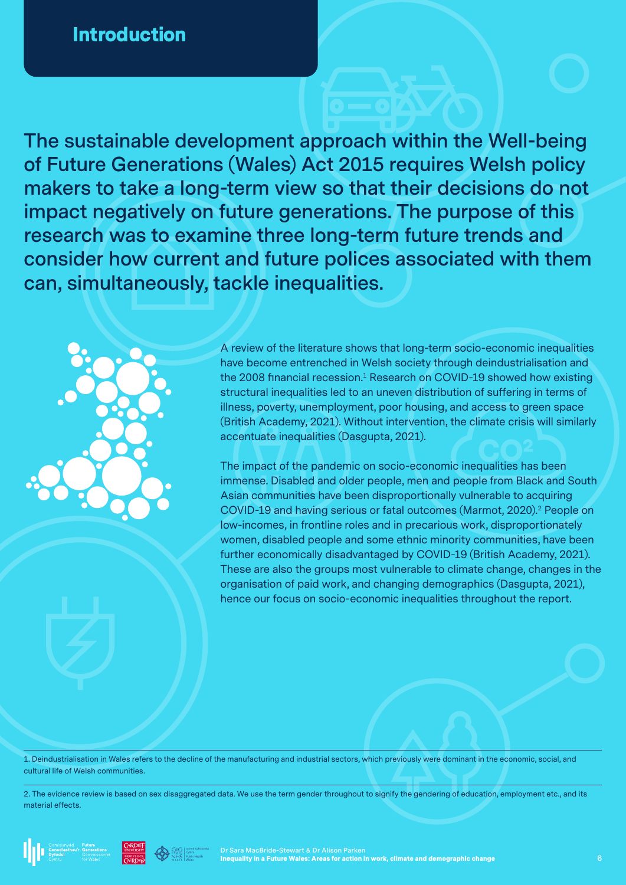# Introduction

**The sustainable development approach within the Well-being of Future Generations (Wales) Act 2015 requires Welsh policy makers to take a long-term view so that their decisions do not impact negatively on future generations. The purpose of this research was to examine three long-term future trends and consider how current and future polices associated with them can, simultaneously, tackle inequalities.**

A review of the literature shows that long-term socio-economic inequalities have become entrenched in Welsh society through deindustrialisation and the 2008 financial recession.[1] Research on COVID-19 showed how existing structural inequalities led to an uneven distribution of suffering in terms of illness, poverty, unemployment, poor housing, and access to green space (British Academy, 2021). Without intervention, the climate crisis will similarly accentuate inequalities (Dasgupta, 2021).

The impact of the pandemic on socio-economic inequalities has been immense. Disabled and older people, men and people from Black and South Asian communities have been disproportionally vulnerable to acquiring COVID-19 and having serious or fatal outcomes (Marmot, 2020).[2] People on low-incomes, in frontline roles and in precarious work, disproportionately women, disabled people and some ethnic minority communities, have been further economically disadvantaged by COVID-19 (British Academy, 2021). These are also the groups most vulnerable to climate change, changes in the organisation of paid work, and changing demographics (Dasgupta, 2021), hence our focus on socio-economic inequalities throughout the report.

---

1. Deindustrialisation in Wales refers to the decline of the manufacturing and industrial sectors, which previously were dominant in the economic, social, and cultural life of Welsh communities.

2. The evidence review is based on sex disaggregated data. We use the term gender throughout to signify the gendering of education, employment etc., and its material effects.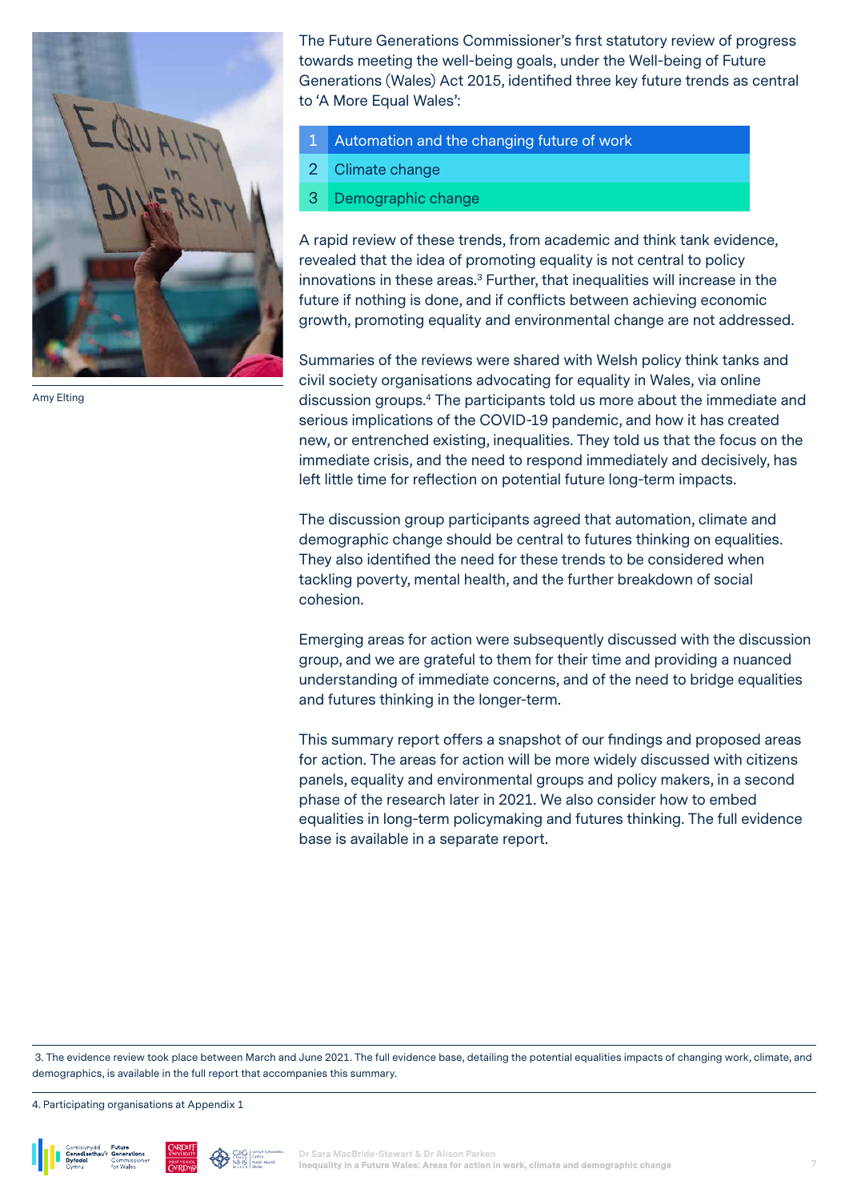Amy Elting

The Future Generations Commissioner's first statutory review of progress towards meeting the well-being goals, under the Well-being of Future Generations (Wales) Act 2015, identified three key future trends as central to 'A More Equal Wales':

1. Automation and the changing future of work
2. Climate change
3. Demographic change

A rapid review of these trends, from academic and think tank evidence, revealed that the idea of promoting equality is not central to policy innovations in these areas.[3] Further, that inequalities will increase in the future if nothing is done, and if conflicts between achieving economic growth, promoting equality and environmental change are not addressed.

Summaries of the reviews were shared with Welsh policy think tanks and civil society organisations advocating for equality in Wales, via online discussion groups.[4] The participants told us more about the immediate and serious implications of the COVID-19 pandemic, and how it has created new, or entrenched existing, inequalities. They told us that the focus on the immediate crisis, and the need to respond immediately and decisively, has left little time for reflection on potential future long-term impacts.

The discussion group participants agreed that automation, climate and demographic change should be central to futures thinking on equalities. They also identified the need for these trends to be considered when tackling poverty, mental health, and the further breakdown of social cohesion.

Emerging areas for action were subsequently discussed with the discussion group, and we are grateful to them for their time and providing a nuanced understanding of immediate concerns, and of the need to bridge equalities and futures thinking in the longer-term.

This summary report offers a snapshot of our findings and proposed areas for action. The areas for action will be more widely discussed with citizens panels, equality and environmental groups and policy makers, in a second phase of the research later in 2021. We also consider how to embed equalities in long-term policymaking and futures thinking. The full evidence base is available in a separate report.

3. The evidence review took place between March and June 2021. The full evidence base, detailing the potential equalities impacts of changing work, climate, and demographics, is available in the full report that accompanies this summary.

4. Participating organisations at Appendix 1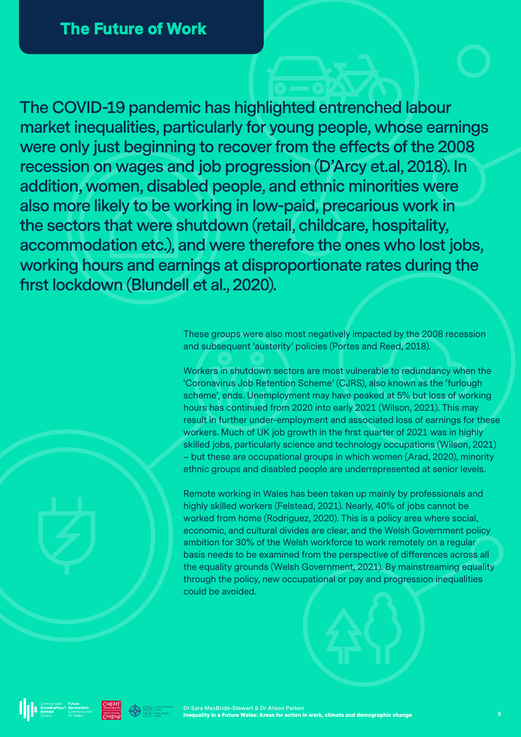# The Future of Work

**The COVID-19 pandemic has highlighted entrenched labour market inequalities, particularly for young people, whose earnings were only just beginning to recover from the effects of the 2008 recession on wages and job progression (D'Arcy et.al, 2018). In addition, women, disabled people, and ethnic minorities were also more likely to be working in low-paid, precarious work in the sectors that were shutdown (retail, childcare, hospitality, accommodation etc.), and were therefore the ones who lost jobs, working hours and earnings at disproportionate rates during the first lockdown (Blundell et al., 2020).**

These groups were also most negatively impacted by the 2008 recession and subsequent 'austerity' policies (Portes and Reed, 2018).

Workers in shutdown sectors are most vulnerable to redundancy when the 'Coronavirus Job Retention Scheme' (CJRS), also known as the 'furlough scheme', ends. Unemployment may have peaked at 5% but loss of working hours has continued from 2020 into early 2021 (Wilson, 2021). This may result in further under-employment and associated loss of earnings for these workers. Much of UK job growth in the first quarter of 2021 was in highly skilled jobs, particularly science and technology occupations (Wilson, 2021) – but these are occupational groups in which women (Arad, 2020), minority ethnic groups and disabled people are underrepresented at senior levels.

Remote working in Wales has been taken up mainly by professionals and highly skilled workers (Felstead, 2021). Nearly, 40% of jobs cannot be worked from home (Rodriguez, 2020). This is a policy area where social, economic, and cultural divides are clear, and the Welsh Government policy ambition for 30% of the Welsh workforce to work remotely on a regular basis needs to be examined from the perspective of differences across all the equality grounds (Welsh Government, 2021). By mainstreaming equality through the policy, new occupational or pay and progression inequalities could be avoided.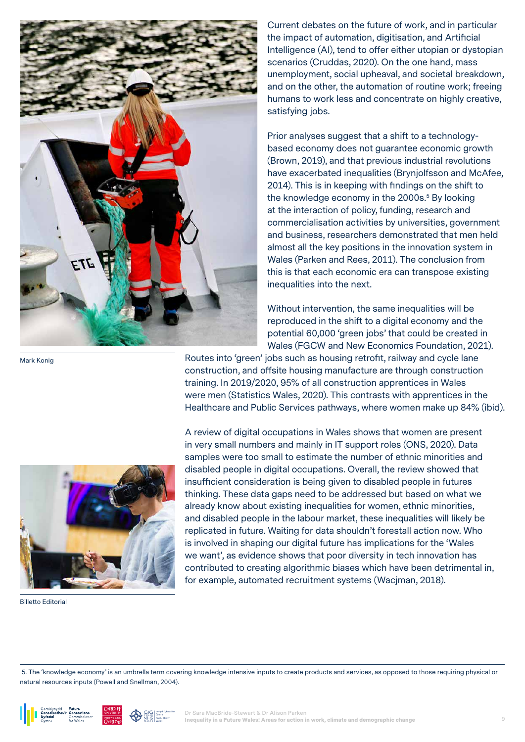Mark Konig

Billetto Editorial

Current debates on the future of work, and in particular the impact of automation, digitisation, and Artificial Intelligence (AI), tend to offer either utopian or dystopian scenarios (Cruddas, 2020). On the one hand, mass unemployment, social upheaval, and societal breakdown, and on the other, the automation of routine work; freeing humans to work less and concentrate on highly creative, satisfying jobs.

Prior analyses suggest that a shift to a technology-based economy does not guarantee economic growth (Brown, 2019), and that previous industrial revolutions have exacerbated inequalities (Brynjolfsson and McAfee, 2014). This is in keeping with findings on the shift to the knowledge economy in the 2000s.[5] By looking at the interaction of policy, funding, research and commercialisation activities by universities, government and business, researchers demonstrated that men held almost all the key positions in the innovation system in Wales (Parken and Rees, 2011). The conclusion from this is that each economic era can transpose existing inequalities into the next.

Without intervention, the same inequalities will be reproduced in the shift to a digital economy and the potential 60,000 'green jobs' that could be created in Wales (FGCW and New Economics Foundation, 2021). Routes into 'green' jobs such as housing retrofit, railway and cycle lane construction, and offsite housing manufacture are through construction training. In 2019/2020, 95% of all construction apprentices in Wales were men (Statistics Wales, 2020). This contrasts with apprentices in the Healthcare and Public Services pathways, where women make up 84% (ibid).

A review of digital occupations in Wales shows that women are present in very small numbers and mainly in IT support roles (ONS, 2020). Data samples were too small to estimate the number of ethnic minorities and disabled people in digital occupations. Overall, the review showed that insufficient consideration is being given to disabled people in futures thinking. These data gaps need to be addressed but based on what we already know about existing inequalities for women, ethnic minorities, and disabled people in the labour market, these inequalities will likely be replicated in future. Waiting for data shouldn't forestall action now. Who is involved in shaping our digital future has implications for the 'Wales we want', as evidence shows that poor diversity in tech innovation has contributed to creating algorithmic biases which have been detrimental in, for example, automated recruitment systems (Wacjman, 2018).

---

5. The 'knowledge economy' is an umbrella term covering knowledge intensive inputs to create products and services, as opposed to those requiring physical or natural resources inputs (Powell and Snellman, 2004).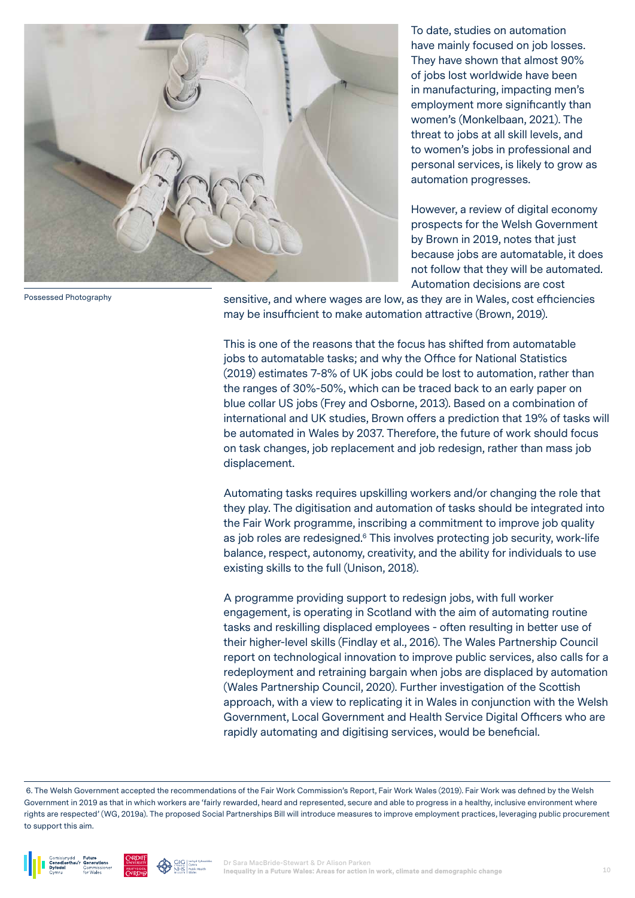Possessed Photography

To date, studies on automation have mainly focused on job losses. They have shown that almost 90% of jobs lost worldwide have been in manufacturing, impacting men's employment more significantly than women's (Monkelbaan, 2021). The threat to jobs at all skill levels, and to women's jobs in professional and personal services, is likely to grow as automation progresses.

However, a review of digital economy prospects for the Welsh Government by Brown in 2019, notes that just because jobs are automatable, it does not follow that they will be automated. Automation decisions are cost sensitive, and where wages are low, as they are in Wales, cost efficiencies may be insufficient to make automation attractive (Brown, 2019).

This is one of the reasons that the focus has shifted from automatable jobs to automatable tasks; and why the Office for National Statistics (2019) estimates 7-8% of UK jobs could be lost to automation, rather than the ranges of 30%-50%, which can be traced back to an early paper on blue collar US jobs (Frey and Osborne, 2013). Based on a combination of international and UK studies, Brown offers a prediction that 19% of tasks will be automated in Wales by 2037. Therefore, the future of work should focus on task changes, job replacement and job redesign, rather than mass job displacement.

Automating tasks requires upskilling workers and/or changing the role that they play. The digitisation and automation of tasks should be integrated into the Fair Work programme, inscribing a commitment to improve job quality as job roles are redesigned.[6] This involves protecting job security, work-life balance, respect, autonomy, creativity, and the ability for individuals to use existing skills to the full (Unison, 2018).

A programme providing support to redesign jobs, with full worker engagement, is operating in Scotland with the aim of automating routine tasks and reskilling displaced employees - often resulting in better use of their higher-level skills (Findlay et al., 2016). The Wales Partnership Council report on technological innovation to improve public services, also calls for a redeployment and retraining bargain when jobs are displaced by automation (Wales Partnership Council, 2020). Further investigation of the Scottish approach, with a view to replicating it in Wales in conjunction with the Welsh Government, Local Government and Health Service Digital Officers who are rapidly automating and digitising services, would be beneficial.

6. The Welsh Government accepted the recommendations of the Fair Work Commission's Report, Fair Work Wales (2019). Fair Work was defined by the Welsh Government in 2019 as that in which workers are 'fairly rewarded, heard and represented, secure and able to progress in a healthy, inclusive environment where rights are respected' (WG, 2019a). The proposed Social Partnerships Bill will introduce measures to improve employment practices, leveraging public procurement to support this aim.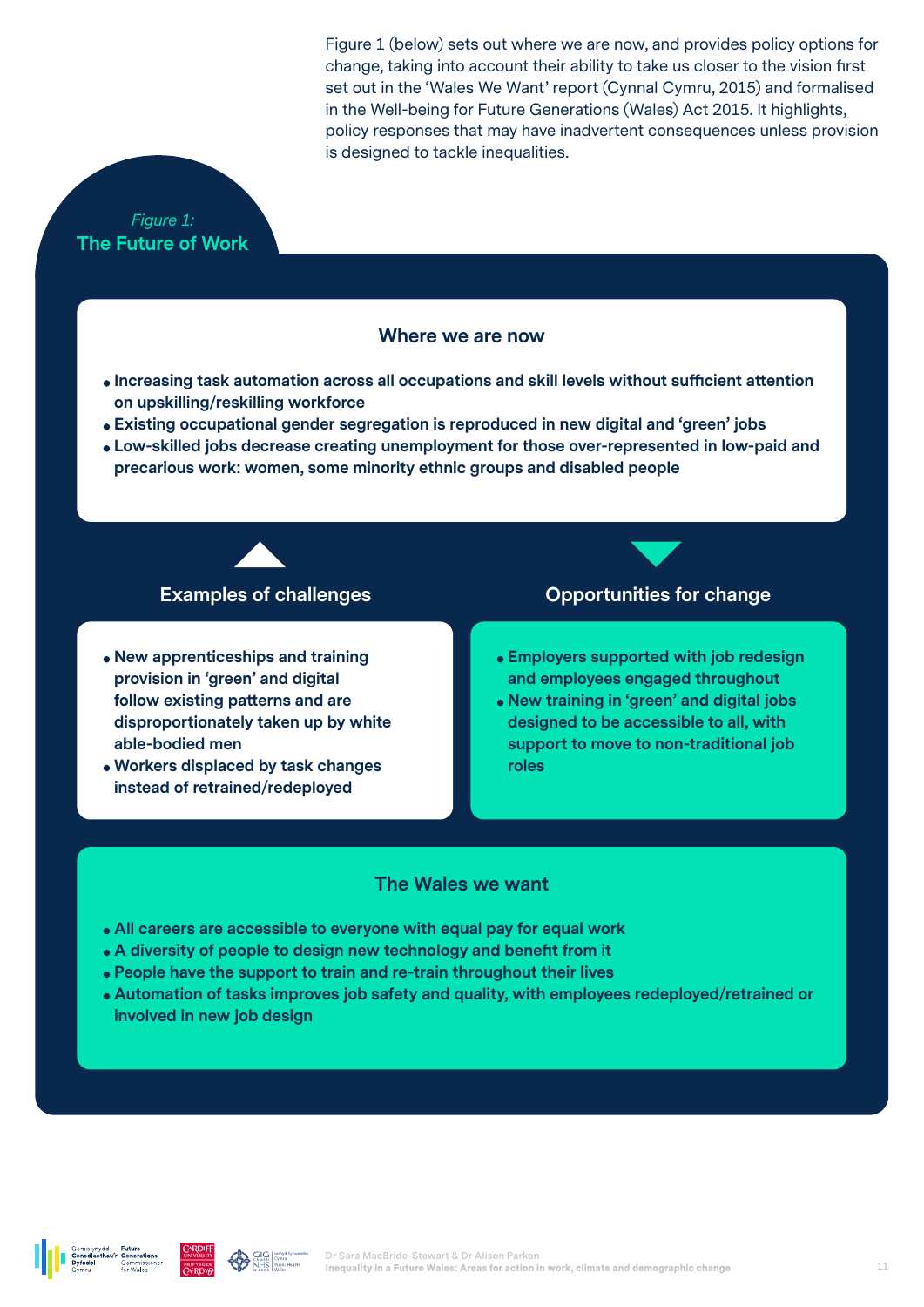Figure 1 (below) sets out where we are now, and provides policy options for change, taking into account their ability to take us closer to the vision first set out in the 'Wales We Want' report (Cynnal Cymru, 2015) and formalised in the Well-being for Future Generations (Wales) Act 2015. It highlights, policy responses that may have inadvertent consequences unless provision is designed to tackle inequalities.

*Figure 1:*
**The Future of Work**

### Where we are now

- **Increasing task automation across all occupations and skill levels without sufficient attention on upskilling/reskilling workforce**
- **Existing occupational gender segregation is reproduced in new digital and 'green' jobs**
- **Low-skilled jobs decrease creating unemployment for those over-represented in low-paid and precarious work: women, some minority ethnic groups and disabled people**

### Examples of challenges

- **New apprenticeships and training provision in 'green' and digital follow existing patterns and are disproportionately taken up by white able-bodied men**
- **Workers displaced by task changes instead of retrained/redeployed**

### Opportunities for change

- **Employers supported with job redesign and employees engaged throughout**
- **New training in 'green' and digital jobs designed to be accessible to all, with support to move to non-traditional job roles**

### The Wales we want

- **All careers are accessible to everyone with equal pay for equal work**
- **A diversity of people to design new technology and benefit from it**
- **People have the support to train and re-train throughout their lives**
- **Automation of tasks improves job safety and quality, with employees redeployed/retrained or involved in new job design**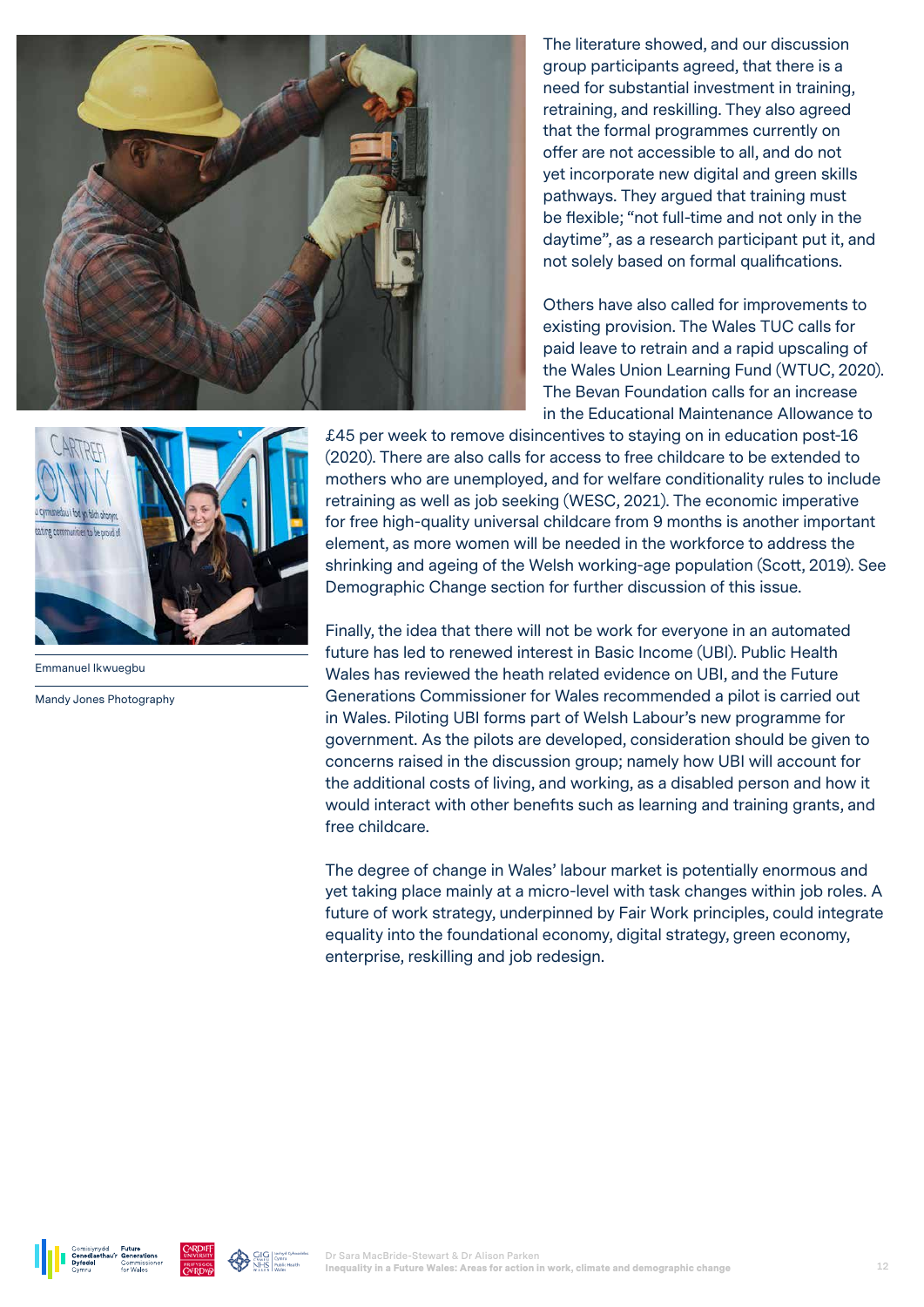The literature showed, and our discussion group participants agreed, that there is a need for substantial investment in training, retraining, and reskilling. They also agreed that the formal programmes currently on offer are not accessible to all, and do not yet incorporate new digital and green skills pathways. They argued that training must be flexible; "not full-time and not only in the daytime", as a research participant put it, and not solely based on formal qualifications.

Others have also called for improvements to existing provision. The Wales TUC calls for paid leave to retrain and a rapid upscaling of the Wales Union Learning Fund (WTUC, 2020). The Bevan Foundation calls for an increase in the Educational Maintenance Allowance to £45 per week to remove disincentives to staying on in education post-16 (2020). There are also calls for access to free childcare to be extended to mothers who are unemployed, and for welfare conditionality rules to include retraining as well as job seeking (WESC, 2021). The economic imperative for free high-quality universal childcare from 9 months is another important element, as more women will be needed in the workforce to address the shrinking and ageing of the Welsh working-age population (Scott, 2019). See Demographic Change section for further discussion of this issue.

Emmanuel Ikwuegbu

Mandy Jones Photography

Finally, the idea that there will not be work for everyone in an automated future has led to renewed interest in Basic Income (UBI). Public Health Wales has reviewed the heath related evidence on UBI, and the Future Generations Commissioner for Wales recommended a pilot is carried out in Wales. Piloting UBI forms part of Welsh Labour's new programme for government. As the pilots are developed, consideration should be given to concerns raised in the discussion group; namely how UBI will account for the additional costs of living, and working, as a disabled person and how it would interact with other benefits such as learning and training grants, and free childcare.

The degree of change in Wales' labour market is potentially enormous and yet taking place mainly at a micro-level with task changes within job roles. A future of work strategy, underpinned by Fair Work principles, could integrate equality into the foundational economy, digital strategy, green economy, enterprise, reskilling and job redesign.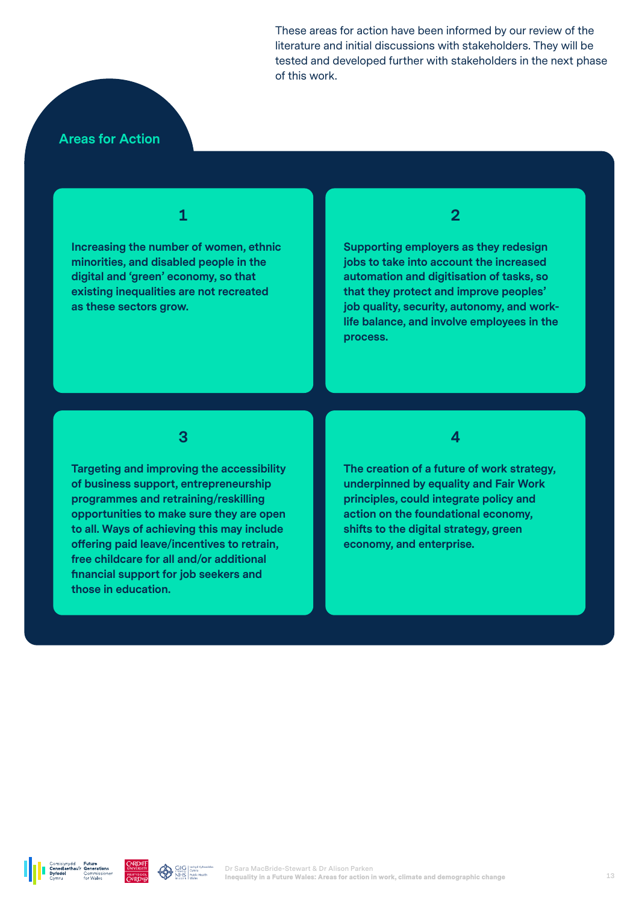These areas for action have been informed by our review of the literature and initial discussions with stakeholders. They will be tested and developed further with stakeholders in the next phase of this work.

## Areas for Action

### 1

**Increasing the number of women, ethnic minorities, and disabled people in the digital and 'green' economy, so that existing inequalities are not recreated as these sectors grow.**

### 2

**Supporting employers as they redesign jobs to take into account the increased automation and digitisation of tasks, so that they protect and improve peoples' job quality, security, autonomy, and work-life balance, and involve employees in the process.**

### 3

**Targeting and improving the accessibility of business support, entrepreneurship programmes and retraining/reskilling opportunities to make sure they are open to all. Ways of achieving this may include offering paid leave/incentives to retrain, free childcare for all and/or additional financial support for job seekers and those in education.**

### 4

**The creation of a future of work strategy, underpinned by equality and Fair Work principles, could integrate policy and action on the foundational economy, shifts to the digital strategy, green economy, and enterprise.**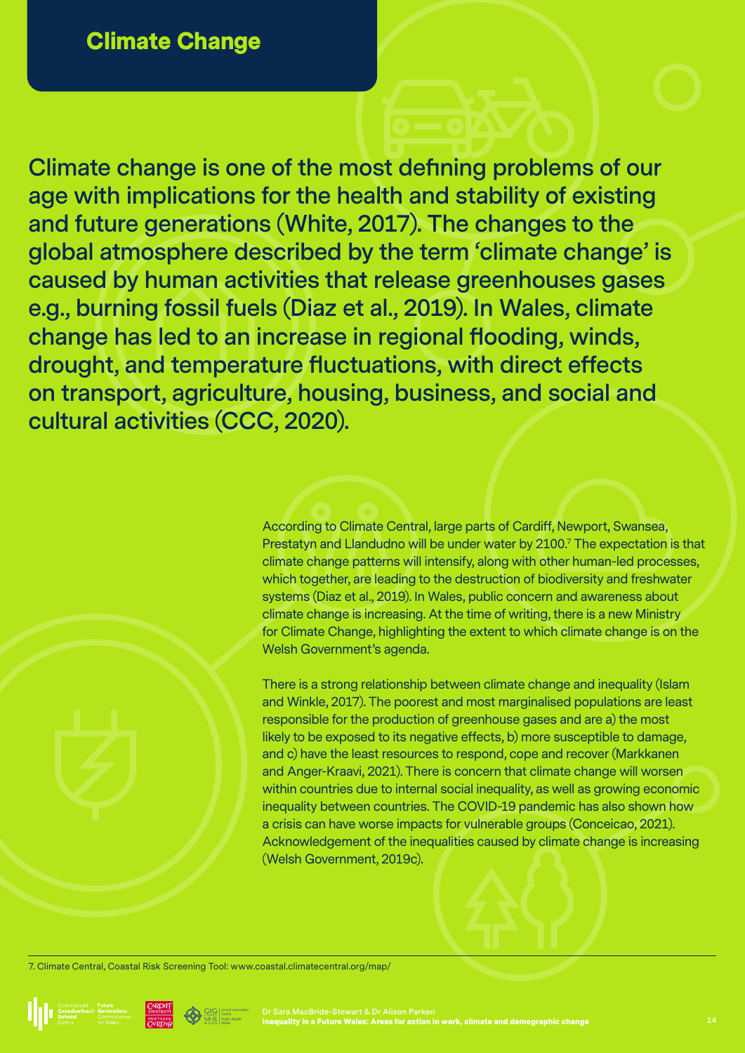## Climate Change

Climate change is one of the most defining problems of our age with implications for the health and stability of existing and future generations (White, 2017). The changes to the global atmosphere described by the term 'climate change' is caused by human activities that release greenhouses gases e.g., burning fossil fuels (Diaz et al., 2019). In Wales, climate change has led to an increase in regional flooding, winds, drought, and temperature fluctuations, with direct effects on transport, agriculture, housing, business, and social and cultural activities (CCC, 2020).

According to Climate Central, large parts of Cardiff, Newport, Swansea, Prestatyn and Llandudno will be under water by 2100.[7] The expectation is that climate change patterns will intensify, along with other human-led processes, which together, are leading to the destruction of biodiversity and freshwater systems (Diaz et al., 2019). In Wales, public concern and awareness about climate change is increasing. At the time of writing, there is a new Ministry for Climate Change, highlighting the extent to which climate change is on the Welsh Government's agenda.

There is a strong relationship between climate change and inequality (Islam and Winkle, 2017). The poorest and most marginalised populations are least responsible for the production of greenhouse gases and are a) the most likely to be exposed to its negative effects, b) more susceptible to damage, and c) have the least resources to respond, cope and recover (Markkanen and Anger-Kraavi, 2021). There is concern that climate change will worsen within countries due to internal social inequality, as well as growing economic inequality between countries. The COVID-19 pandemic has also shown how a crisis can have worse impacts for vulnerable groups (Conceicao, 2021). Acknowledgement of the inequalities caused by climate change is increasing (Welsh Government, 2019c).

7. Climate Central, Coastal Risk Screening Tool: www.coastal.climatecentral.org/map/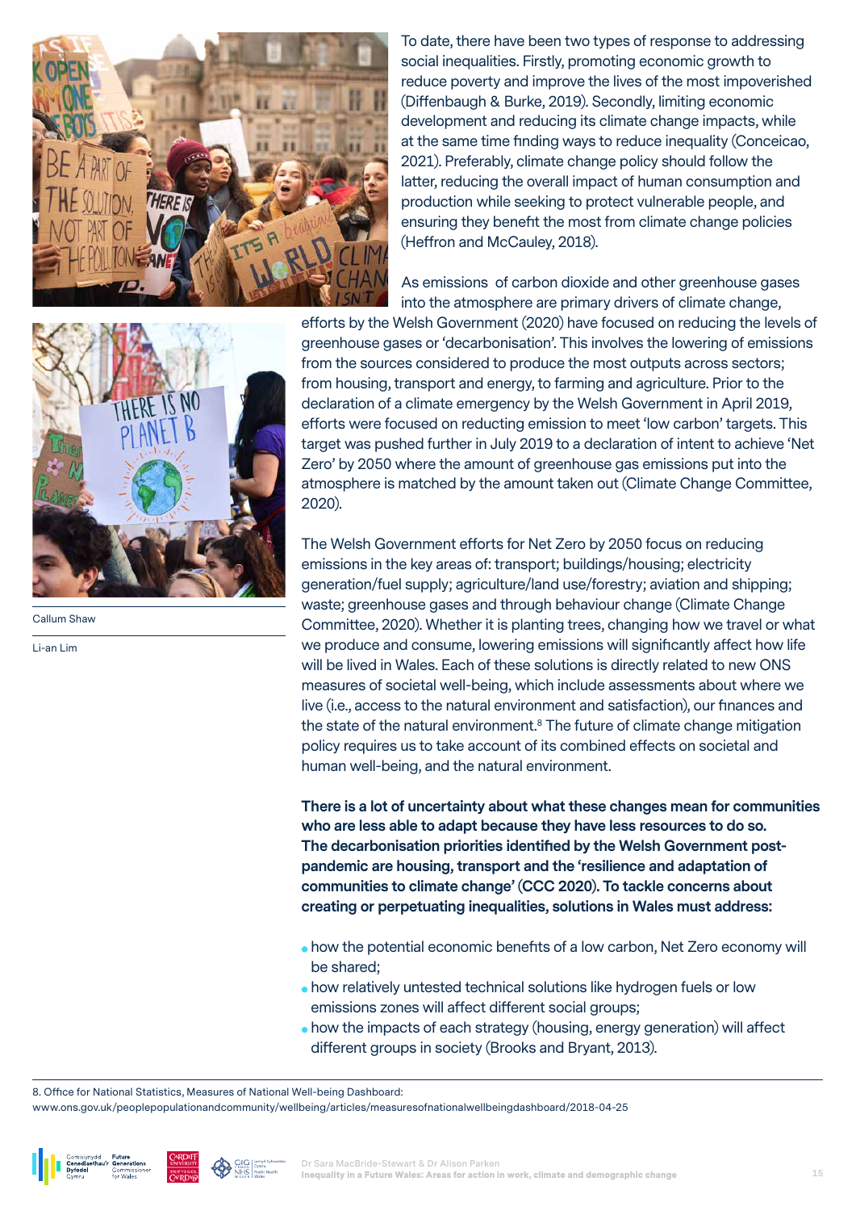To date, there have been two types of response to addressing social inequalities. Firstly, promoting economic growth to reduce poverty and improve the lives of the most impoverished (Diffenbaugh & Burke, 2019). Secondly, limiting economic development and reducing its climate change impacts, while at the same time finding ways to reduce inequality (Conceicao, 2021). Preferably, climate change policy should follow the latter, reducing the overall impact of human consumption and production while seeking to protect vulnerable people, and ensuring they benefit the most from climate change policies (Heffron and McCauley, 2018).

As emissions of carbon dioxide and other greenhouse gases into the atmosphere are primary drivers of climate change, efforts by the Welsh Government (2020) have focused on reducing the levels of greenhouse gases or 'decarbonisation'. This involves the lowering of emissions from the sources considered to produce the most outputs across sectors; from housing, transport and energy, to farming and agriculture. Prior to the declaration of a climate emergency by the Welsh Government in April 2019, efforts were focused on reducting emission to meet 'low carbon' targets. This target was pushed further in July 2019 to a declaration of intent to achieve 'Net Zero' by 2050 where the amount of greenhouse gas emissions put into the atmosphere is matched by the amount taken out (Climate Change Committee, 2020).

Callum Shaw

Li-an Lim

The Welsh Government efforts for Net Zero by 2050 focus on reducing emissions in the key areas of: transport; buildings/housing; electricity generation/fuel supply; agriculture/land use/forestry; aviation and shipping; waste; greenhouse gases and through behaviour change (Climate Change Committee, 2020). Whether it is planting trees, changing how we travel or what we produce and consume, lowering emissions will significantly affect how life will be lived in Wales. Each of these solutions is directly related to new ONS measures of societal well-being, which include assessments about where we live (i.e., access to the natural environment and satisfaction), our finances and the state of the natural environment.[8] The future of climate change mitigation policy requires us to take account of its combined effects on societal and human well-being, and the natural environment.

**There is a lot of uncertainty about what these changes mean for communities who are less able to adapt because they have less resources to do so. The decarbonisation priorities identified by the Welsh Government post-pandemic are housing, transport and the 'resilience and adaptation of communities to climate change' (CCC 2020). To tackle concerns about creating or perpetuating inequalities, solutions in Wales must address:**

- how the potential economic benefits of a low carbon, Net Zero economy will be shared;
- how relatively untested technical solutions like hydrogen fuels or low emissions zones will affect different social groups;
- how the impacts of each strategy (housing, energy generation) will affect different groups in society (Brooks and Bryant, 2013).

8. Office for National Statistics, Measures of National Well-being Dashboard: www.ons.gov.uk/peoplepopulationandcommunity/wellbeing/articles/measuresofnationalwellbeingdashboard/2018-04-25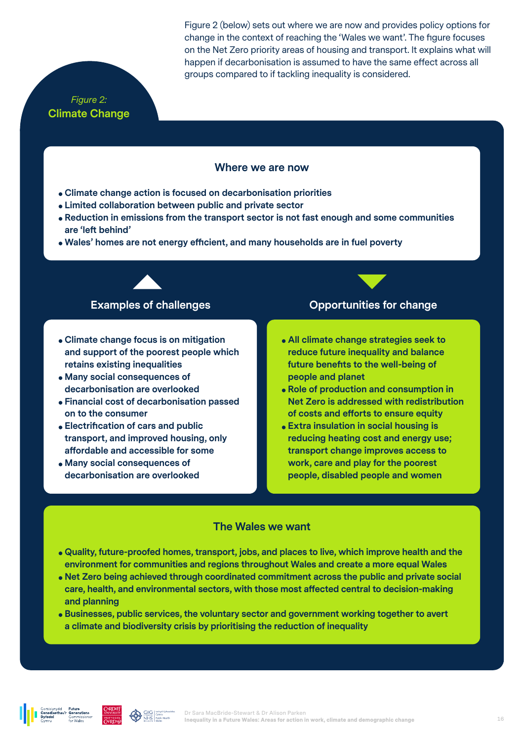Figure 2 (below) sets out where we are now and provides policy options for change in the context of reaching the 'Wales we want'. The figure focuses on the Net Zero priority areas of housing and transport. It explains what will happen if decarbonisation is assumed to have the same effect across all groups compared to if tackling inequality is considered.

*Figure 2:*
**Climate Change**

### Where we are now

- **Climate change action is focused on decarbonisation priorities**
- **Limited collaboration between public and private sector**
- **Reduction in emissions from the transport sector is not fast enough and some communities are 'left behind'**
- **Wales' homes are not energy efficient, and many households are in fuel poverty**

### Examples of challenges

- **Climate change focus is on mitigation and support of the poorest people which retains existing inequalities**
- **Many social consequences of decarbonisation are overlooked**
- **Financial cost of decarbonisation passed on to the consumer**
- **Electrification of cars and public transport, and improved housing, only affordable and accessible for some**
- **Many social consequences of decarbonisation are overlooked**

### Opportunities for change

- **All climate change strategies seek to reduce future inequality and balance future benefits to the well-being of people and planet**
- **Role of production and consumption in Net Zero is addressed with redistribution of costs and efforts to ensure equity**
- **Extra insulation in social housing is reducing heating cost and energy use; transport change improves access to work, care and play for the poorest people, disabled people and women**

### The Wales we want

- **Quality, future-proofed homes, transport, jobs, and places to live, which improve health and the environment for communities and regions throughout Wales and create a more equal Wales**
- **Net Zero being achieved through coordinated commitment across the public and private social care, health, and environmental sectors, with those most affected central to decision-making and planning**
- **Businesses, public services, the voluntary sector and government working together to avert a climate and biodiversity crisis by prioritising the reduction of inequality**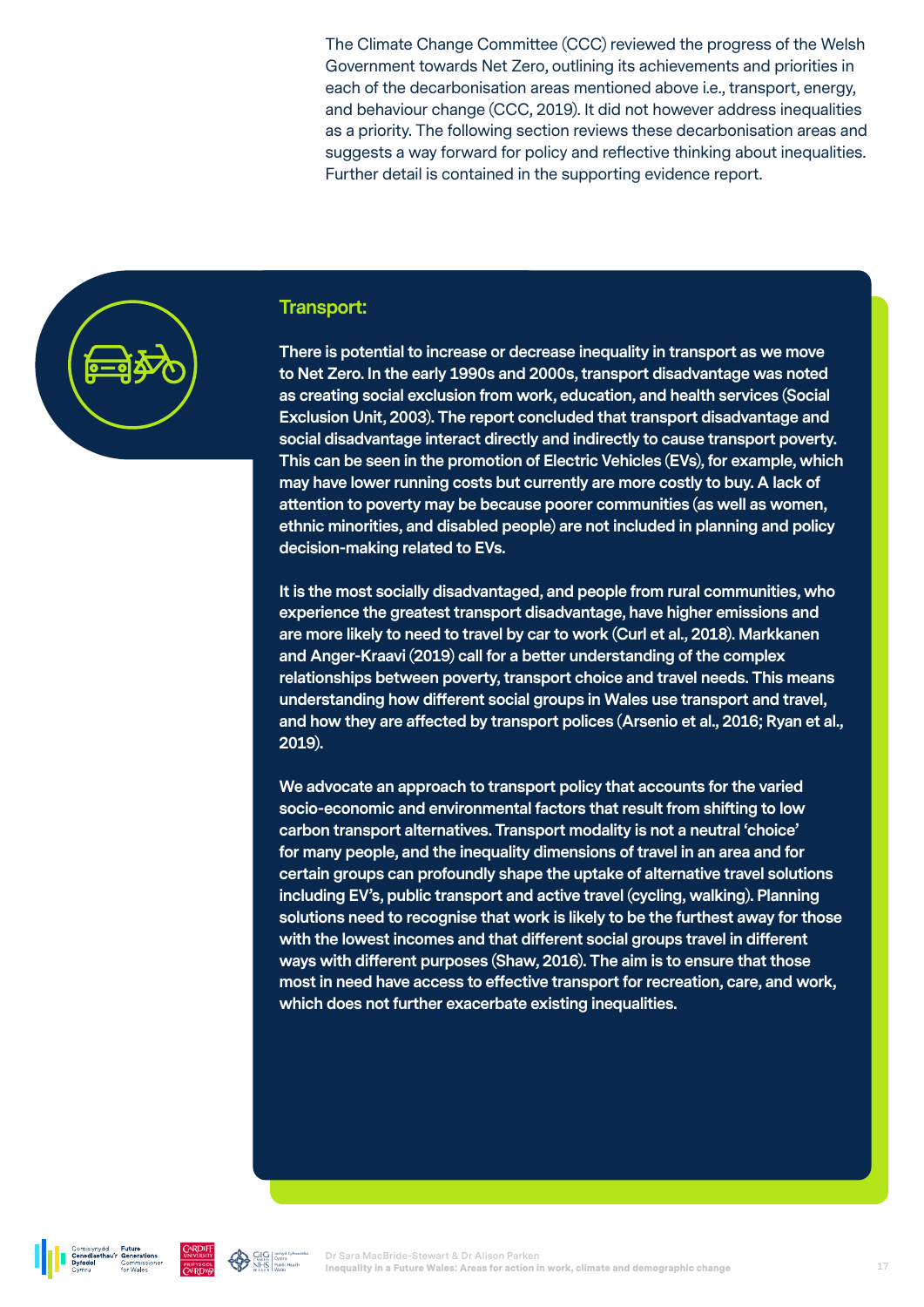The Climate Change Committee (CCC) reviewed the progress of the Welsh Government towards Net Zero, outlining its achievements and priorities in each of the decarbonisation areas mentioned above i.e., transport, energy, and behaviour change (CCC, 2019). It did not however address inequalities as a priority. The following section reviews these decarbonisation areas and suggests a way forward for policy and reflective thinking about inequalities. Further detail is contained in the supporting evidence report.

## Transport:

**There is potential to increase or decrease inequality in transport as we move to Net Zero. In the early 1990s and 2000s, transport disadvantage was noted as creating social exclusion from work, education, and health services (Social Exclusion Unit, 2003). The report concluded that transport disadvantage and social disadvantage interact directly and indirectly to cause transport poverty. This can be seen in the promotion of Electric Vehicles (EVs), for example, which may have lower running costs but currently are more costly to buy. A lack of attention to poverty may be because poorer communities (as well as women, ethnic minorities, and disabled people) are not included in planning and policy decision-making related to EVs.**

**It is the most socially disadvantaged, and people from rural communities, who experience the greatest transport disadvantage, have higher emissions and are more likely to need to travel by car to work (Curl et al., 2018). Markkanen and Anger-Kraavi (2019) call for a better understanding of the complex relationships between poverty, transport choice and travel needs. This means understanding how different social groups in Wales use transport and travel, and how they are affected by transport polices (Arsenio et al., 2016; Ryan et al., 2019).**

**We advocate an approach to transport policy that accounts for the varied socio-economic and environmental factors that result from shifting to low carbon transport alternatives. Transport modality is not a neutral 'choice' for many people, and the inequality dimensions of travel in an area and for certain groups can profoundly shape the uptake of alternative travel solutions including EV's, public transport and active travel (cycling, walking). Planning solutions need to recognise that work is likely to be the furthest away for those with the lowest incomes and that different social groups travel in different ways with different purposes (Shaw, 2016). The aim is to ensure that those most in need have access to effective transport for recreation, care, and work, which does not further exacerbate existing inequalities.**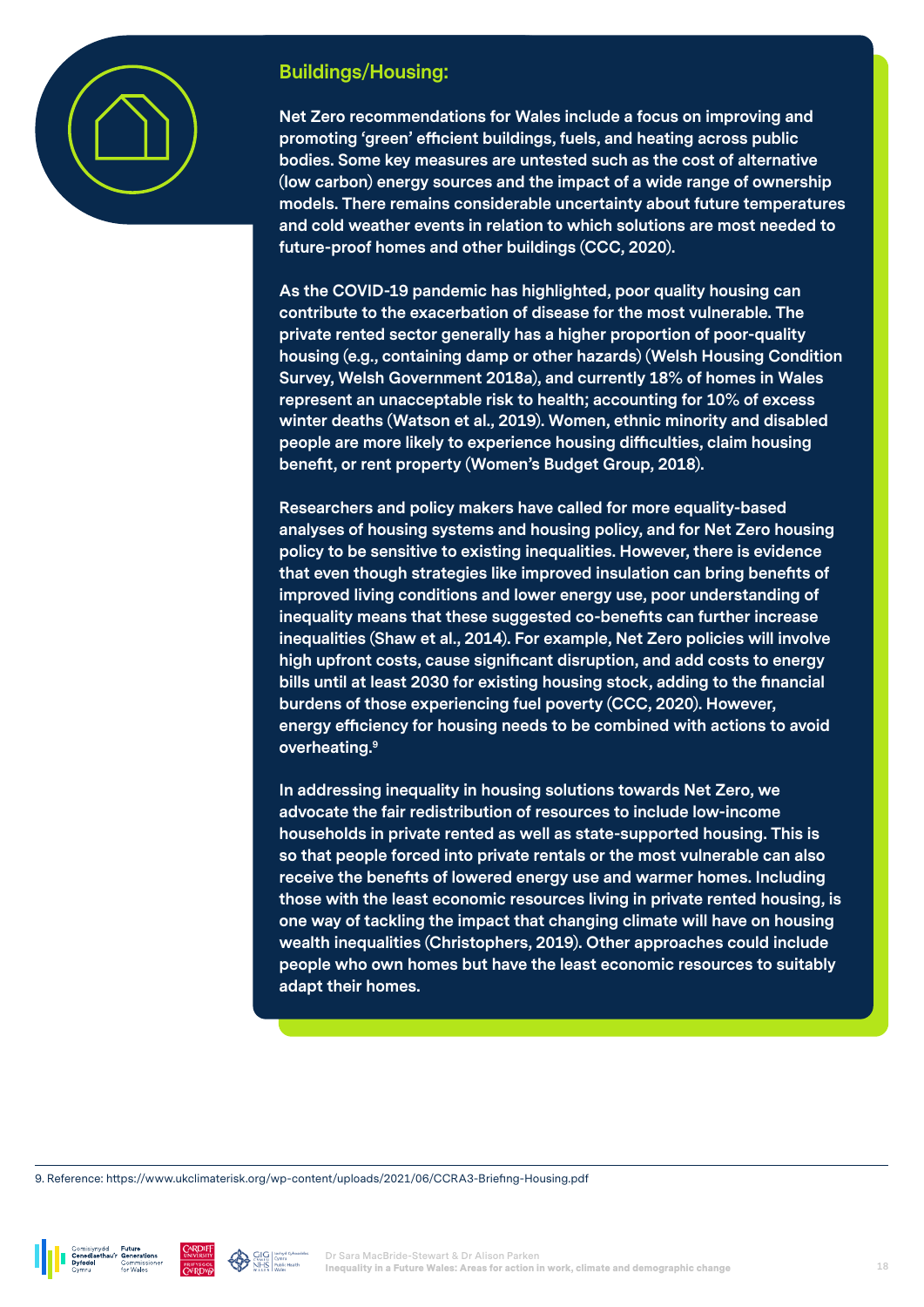## Buildings/Housing:

Net Zero recommendations for Wales include a focus on improving and promoting 'green' efficient buildings, fuels, and heating across public bodies. Some key measures are untested such as the cost of alternative (low carbon) energy sources and the impact of a wide range of ownership models. There remains considerable uncertainty about future temperatures and cold weather events in relation to which solutions are most needed to future-proof homes and other buildings (CCC, 2020).

As the COVID-19 pandemic has highlighted, poor quality housing can contribute to the exacerbation of disease for the most vulnerable. The private rented sector generally has a higher proportion of poor-quality housing (e.g., containing damp or other hazards) (Welsh Housing Condition Survey, Welsh Government 2018a), and currently 18% of homes in Wales represent an unacceptable risk to health; accounting for 10% of excess winter deaths (Watson et al., 2019). Women, ethnic minority and disabled people are more likely to experience housing difficulties, claim housing benefit, or rent property (Women's Budget Group, 2018).

Researchers and policy makers have called for more equality-based analyses of housing systems and housing policy, and for Net Zero housing policy to be sensitive to existing inequalities. However, there is evidence that even though strategies like improved insulation can bring benefits of improved living conditions and lower energy use, poor understanding of inequality means that these suggested co-benefits can further increase inequalities (Shaw et al., 2014). For example, Net Zero policies will involve high upfront costs, cause significant disruption, and add costs to energy bills until at least 2030 for existing housing stock, adding to the financial burdens of those experiencing fuel poverty (CCC, 2020). However, energy efficiency for housing needs to be combined with actions to avoid overheating.[9]

In addressing inequality in housing solutions towards Net Zero, we advocate the fair redistribution of resources to include low-income households in private rented as well as state-supported housing. This is so that people forced into private rentals or the most vulnerable can also receive the benefits of lowered energy use and warmer homes. Including those with the least economic resources living in private rented housing, is one way of tackling the impact that changing climate will have on housing wealth inequalities (Christophers, 2019). Other approaches could include people who own homes but have the least economic resources to suitably adapt their homes.

9. Reference: https://www.ukclimaterisk.org/wp-content/uploads/2021/06/CCRA3-Briefing-Housing.pdf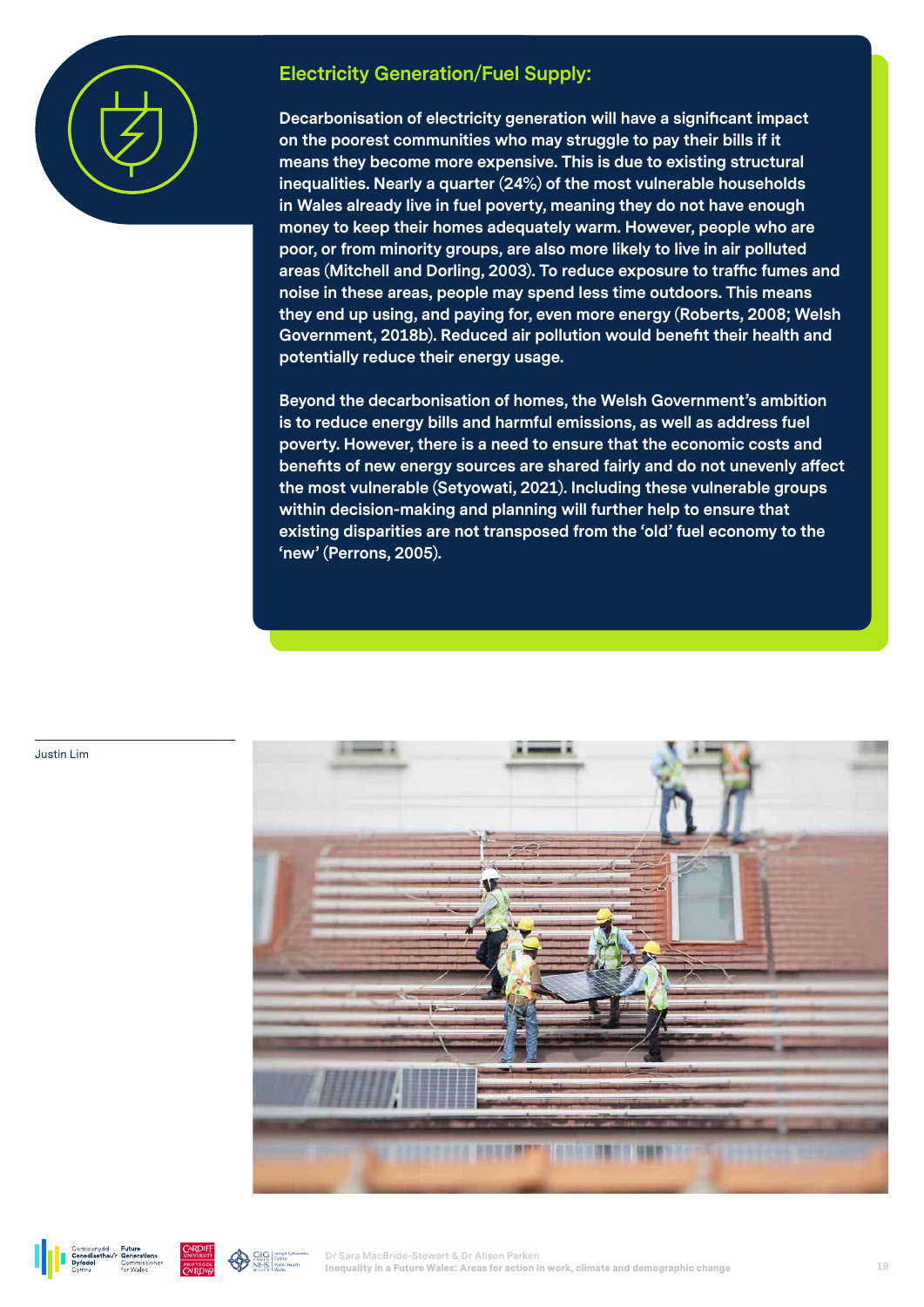## Electricity Generation/Fuel Supply:

**Decarbonisation of electricity generation will have a significant impact on the poorest communities who may struggle to pay their bills if it means they become more expensive. This is due to existing structural inequalities. Nearly a quarter (24%) of the most vulnerable households in Wales already live in fuel poverty, meaning they do not have enough money to keep their homes adequately warm. However, people who are poor, or from minority groups, are also more likely to live in air polluted areas (Mitchell and Dorling, 2003). To reduce exposure to traffic fumes and noise in these areas, people may spend less time outdoors. This means they end up using, and paying for, even more energy (Roberts, 2008; Welsh Government, 2018b). Reduced air pollution would benefit their health and potentially reduce their energy usage.**

**Beyond the decarbonisation of homes, the Welsh Government's ambition is to reduce energy bills and harmful emissions, as well as address fuel poverty. However, there is a need to ensure that the economic costs and benefits of new energy sources are shared fairly and do not unevenly affect the most vulnerable (Setyowati, 2021). Including these vulnerable groups within decision-making and planning will further help to ensure that existing disparities are not transposed from the 'old' fuel economy to the 'new' (Perrons, 2005).**

Justin Lim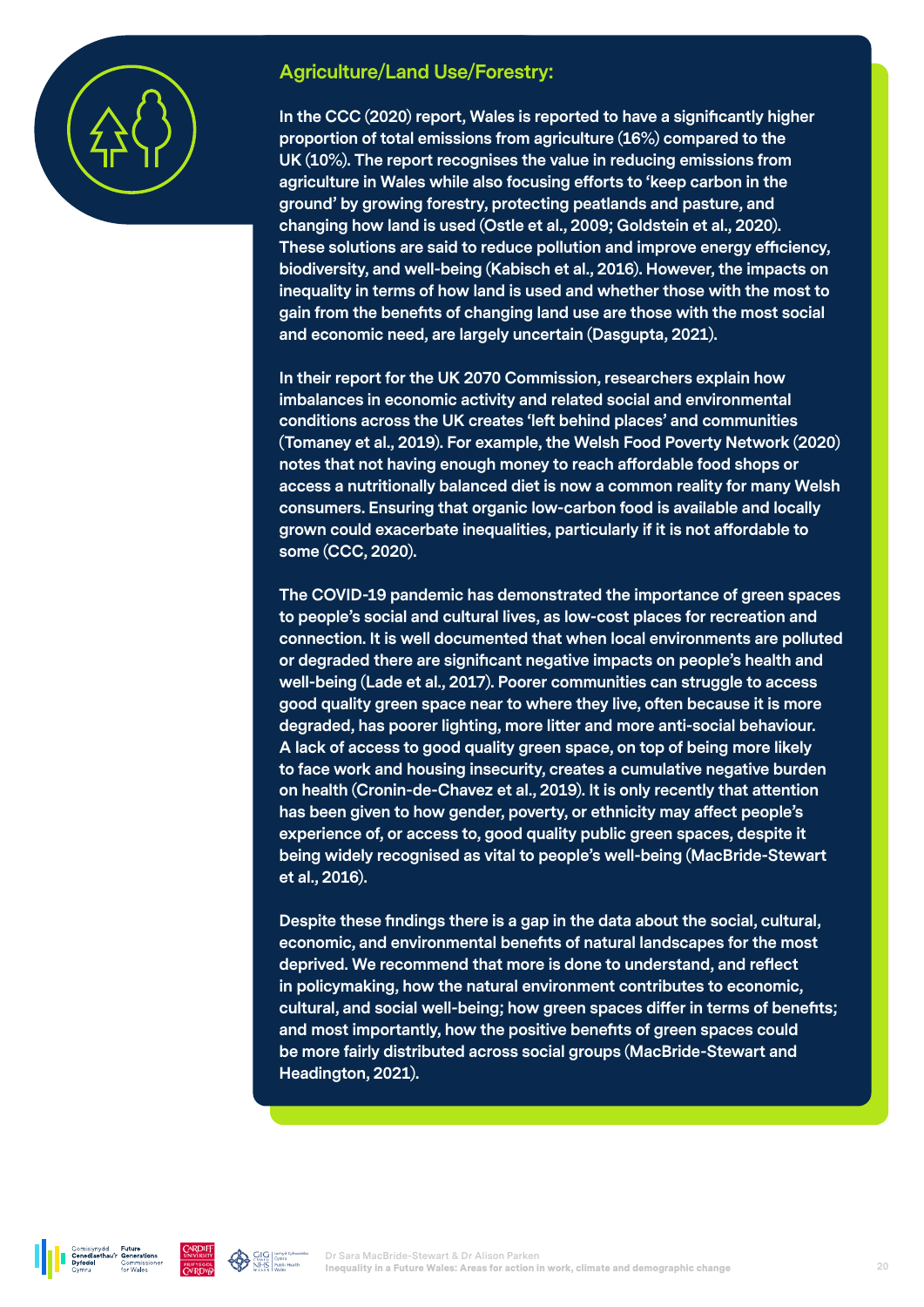## Agriculture/Land Use/Forestry:

In the CCC (2020) report, Wales is reported to have a significantly higher proportion of total emissions from agriculture (16%) compared to the UK (10%). The report recognises the value in reducing emissions from agriculture in Wales while also focusing efforts to 'keep carbon in the ground' by growing forestry, protecting peatlands and pasture, and changing how land is used (Ostle et al., 2009; Goldstein et al., 2020). These solutions are said to reduce pollution and improve energy efficiency, biodiversity, and well-being (Kabisch et al., 2016). However, the impacts on inequality in terms of how land is used and whether those with the most to gain from the benefits of changing land use are those with the most social and economic need, are largely uncertain (Dasgupta, 2021).

In their report for the UK 2070 Commission, researchers explain how imbalances in economic activity and related social and environmental conditions across the UK creates 'left behind places' and communities (Tomaney et al., 2019). For example, the Welsh Food Poverty Network (2020) notes that not having enough money to reach affordable food shops or access a nutritionally balanced diet is now a common reality for many Welsh consumers. Ensuring that organic low-carbon food is available and locally grown could exacerbate inequalities, particularly if it is not affordable to some (CCC, 2020).

The COVID-19 pandemic has demonstrated the importance of green spaces to people's social and cultural lives, as low-cost places for recreation and connection. It is well documented that when local environments are polluted or degraded there are significant negative impacts on people's health and well-being (Lade et al., 2017). Poorer communities can struggle to access good quality green space near to where they live, often because it is more degraded, has poorer lighting, more litter and more anti-social behaviour. A lack of access to good quality green space, on top of being more likely to face work and housing insecurity, creates a cumulative negative burden on health (Cronin-de-Chavez et al., 2019). It is only recently that attention has been given to how gender, poverty, or ethnicity may affect people's experience of, or access to, good quality public green spaces, despite it being widely recognised as vital to people's well-being (MacBride-Stewart et al., 2016).

Despite these findings there is a gap in the data about the social, cultural, economic, and environmental benefits of natural landscapes for the most deprived. We recommend that more is done to understand, and reflect in policymaking, how the natural environment contributes to economic, cultural, and social well-being; how green spaces differ in terms of benefits; and most importantly, how the positive benefits of green spaces could be more fairly distributed across social groups (MacBride-Stewart and Headington, 2021).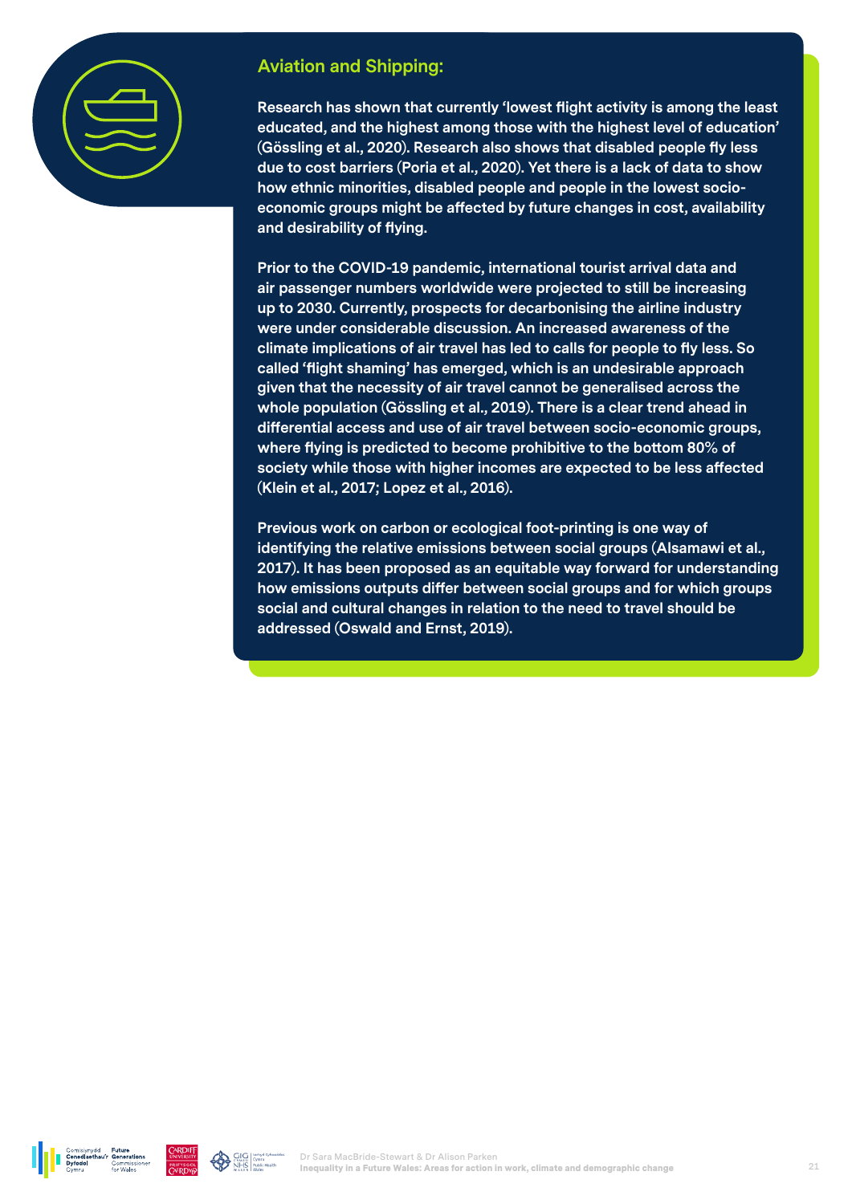## Aviation and Shipping:

**Research has shown that currently 'lowest flight activity is among the least educated, and the highest among those with the highest level of education' (Gössling et al., 2020). Research also shows that disabled people fly less due to cost barriers (Poria et al., 2020). Yet there is a lack of data to show how ethnic minorities, disabled people and people in the lowest socio-economic groups might be affected by future changes in cost, availability and desirability of flying.**

**Prior to the COVID-19 pandemic, international tourist arrival data and air passenger numbers worldwide were projected to still be increasing up to 2030. Currently, prospects for decarbonising the airline industry were under considerable discussion. An increased awareness of the climate implications of air travel has led to calls for people to fly less. So called 'flight shaming' has emerged, which is an undesirable approach given that the necessity of air travel cannot be generalised across the whole population (Gössling et al., 2019). There is a clear trend ahead in differential access and use of air travel between socio-economic groups, where flying is predicted to become prohibitive to the bottom 80% of society while those with higher incomes are expected to be less affected (Klein et al., 2017; Lopez et al., 2016).**

**Previous work on carbon or ecological foot-printing is one way of identifying the relative emissions between social groups (Alsamawi et al., 2017). It has been proposed as an equitable way forward for understanding how emissions outputs differ between social groups and for which groups social and cultural changes in relation to the need to travel should be addressed (Oswald and Ernst, 2019).**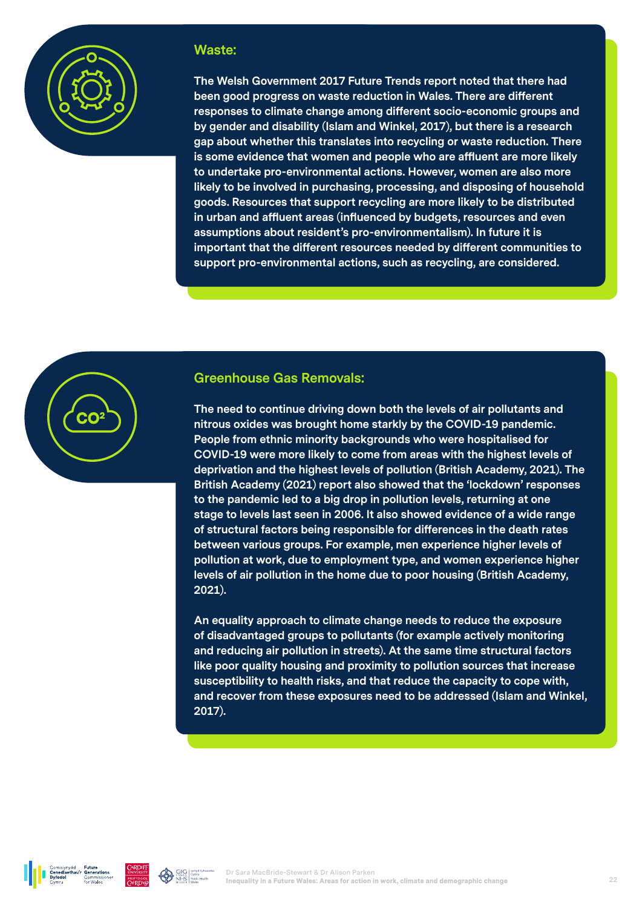## Waste:

The Welsh Government 2017 Future Trends report noted that there had been good progress on waste reduction in Wales. There are different responses to climate change among different socio-economic groups and by gender and disability (Islam and Winkel, 2017), but there is a research gap about whether this translates into recycling or waste reduction. There is some evidence that women and people who are affluent are more likely to undertake pro-environmental actions. However, women are also more likely to be involved in purchasing, processing, and disposing of household goods. Resources that support recycling are more likely to be distributed in urban and affluent areas (influenced by budgets, resources and even assumptions about resident's pro-environmentalism). In future it is important that the different resources needed by different communities to support pro-environmental actions, such as recycling, are considered.

## Greenhouse Gas Removals:

The need to continue driving down both the levels of air pollutants and nitrous oxides was brought home starkly by the COVID-19 pandemic. People from ethnic minority backgrounds who were hospitalised for COVID-19 were more likely to come from areas with the highest levels of deprivation and the highest levels of pollution (British Academy, 2021). The British Academy (2021) report also showed that the 'lockdown' responses to the pandemic led to a big drop in pollution levels, returning at one stage to levels last seen in 2006. It also showed evidence of a wide range of structural factors being responsible for differences in the death rates between various groups. For example, men experience higher levels of pollution at work, due to employment type, and women experience higher levels of air pollution in the home due to poor housing (British Academy, 2021).

An equality approach to climate change needs to reduce the exposure of disadvantaged groups to pollutants (for example actively monitoring and reducing air pollution in streets). At the same time structural factors like poor quality housing and proximity to pollution sources that increase susceptibility to health risks, and that reduce the capacity to cope with, and recover from these exposures need to be addressed (Islam and Winkel, 2017).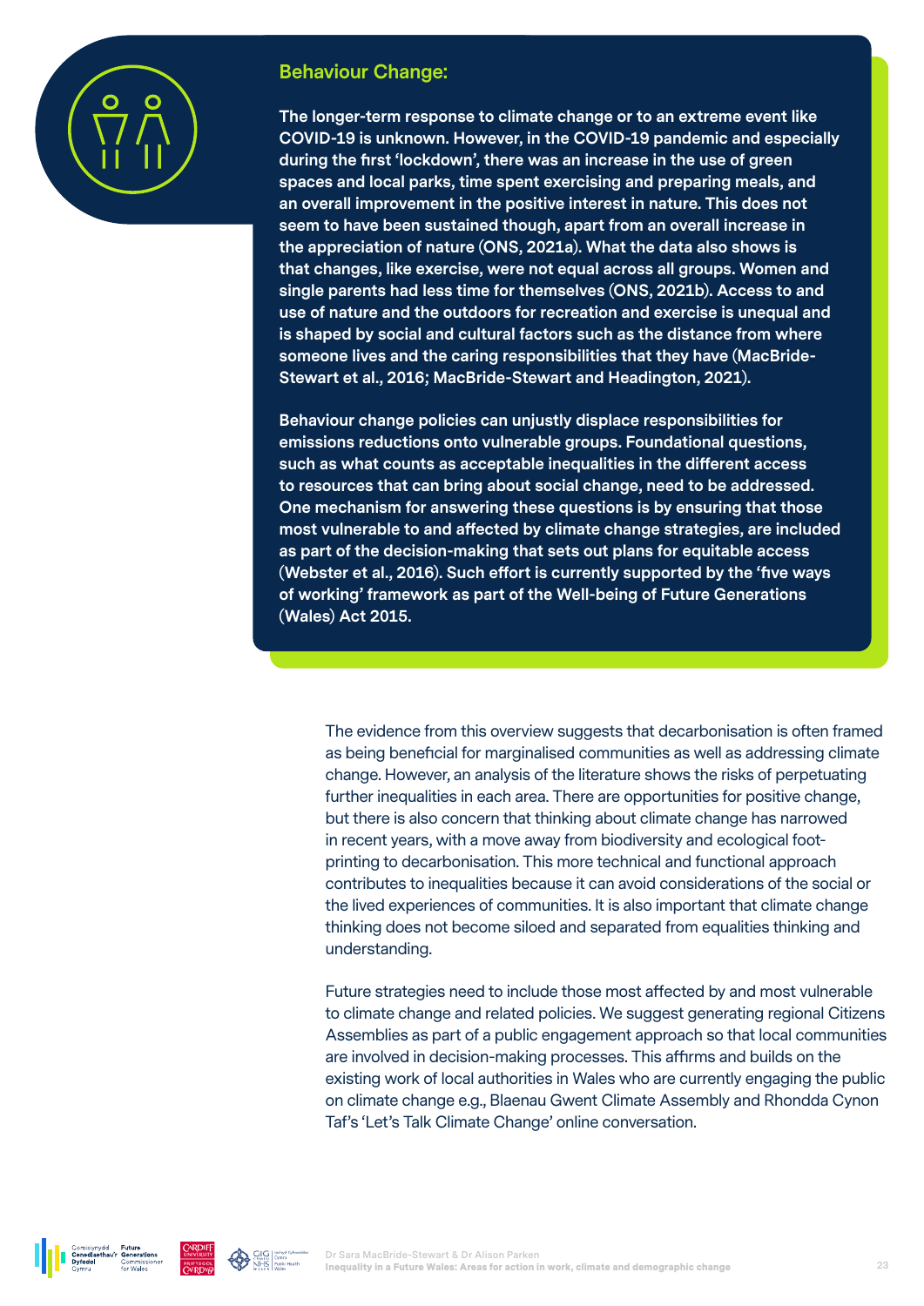### Behaviour Change:

**The longer-term response to climate change or to an extreme event like COVID-19 is unknown. However, in the COVID-19 pandemic and especially during the first 'lockdown', there was an increase in the use of green spaces and local parks, time spent exercising and preparing meals, and an overall improvement in the positive interest in nature. This does not seem to have been sustained though, apart from an overall increase in the appreciation of nature (ONS, 2021a). What the data also shows is that changes, like exercise, were not equal across all groups. Women and single parents had less time for themselves (ONS, 2021b). Access to and use of nature and the outdoors for recreation and exercise is unequal and is shaped by social and cultural factors such as the distance from where someone lives and the caring responsibilities that they have (MacBride-Stewart et al., 2016; MacBride-Stewart and Headington, 2021).**

**Behaviour change policies can unjustly displace responsibilities for emissions reductions onto vulnerable groups. Foundational questions, such as what counts as acceptable inequalities in the different access to resources that can bring about social change, need to be addressed. One mechanism for answering these questions is by ensuring that those most vulnerable to and affected by climate change strategies, are included as part of the decision-making that sets out plans for equitable access (Webster et al., 2016). Such effort is currently supported by the 'five ways of working' framework as part of the Well-being of Future Generations (Wales) Act 2015.**

The evidence from this overview suggests that decarbonisation is often framed as being beneficial for marginalised communities as well as addressing climate change. However, an analysis of the literature shows the risks of perpetuating further inequalities in each area. There are opportunities for positive change, but there is also concern that thinking about climate change has narrowed in recent years, with a move away from biodiversity and ecological foot-printing to decarbonisation. This more technical and functional approach contributes to inequalities because it can avoid considerations of the social or the lived experiences of communities. It is also important that climate change thinking does not become siloed and separated from equalities thinking and understanding.

Future strategies need to include those most affected by and most vulnerable to climate change and related policies. We suggest generating regional Citizens Assemblies as part of a public engagement approach so that local communities are involved in decision-making processes. This affirms and builds on the existing work of local authorities in Wales who are currently engaging the public on climate change e.g., Blaenau Gwent Climate Assembly and Rhondda Cynon Taf's 'Let's Talk Climate Change' online conversation.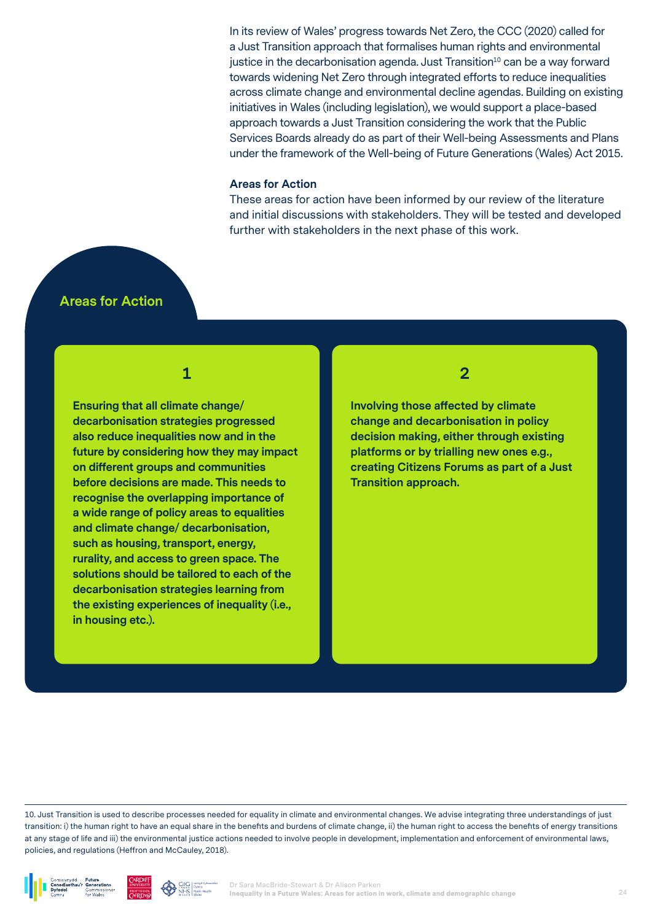In its review of Wales' progress towards Net Zero, the CCC (2020) called for a Just Transition approach that formalises human rights and environmental justice in the decarbonisation agenda. Just Transition[10] can be a way forward towards widening Net Zero through integrated efforts to reduce inequalities across climate change and environmental decline agendas. Building on existing initiatives in Wales (including legislation), we would support a place-based approach towards a Just Transition considering the work that the Public Services Boards already do as part of their Well-being Assessments and Plans under the framework of the Well-being of Future Generations (Wales) Act 2015.

**Areas for Action**

These areas for action have been informed by our review of the literature and initial discussions with stakeholders. They will be tested and developed further with stakeholders in the next phase of this work.

## Areas for Action

**1**

**Ensuring that all climate change/ decarbonisation strategies progressed also reduce inequalities now and in the future by considering how they may impact on different groups and communities before decisions are made. This needs to recognise the overlapping importance of a wide range of policy areas to equalities and climate change/ decarbonisation, such as housing, transport, energy, rurality, and access to green space. The solutions should be tailored to each of the decarbonisation strategies learning from the existing experiences of inequality (i.e., in housing etc.).**

**2**

**Involving those affected by climate change and decarbonisation in policy decision making, either through existing platforms or by trialling new ones e.g., creating Citizens Forums as part of a Just Transition approach.**

10. Just Transition is used to describe processes needed for equality in climate and environmental changes. We advise integrating three understandings of just transition: i) the human right to have an equal share in the benefits and burdens of climate change, ii) the human right to access the benefits of energy transitions at any stage of life and iii) the environmental justice actions needed to involve people in development, implementation and enforcement of environmental laws, policies, and regulations (Heffron and McCauley, 2018).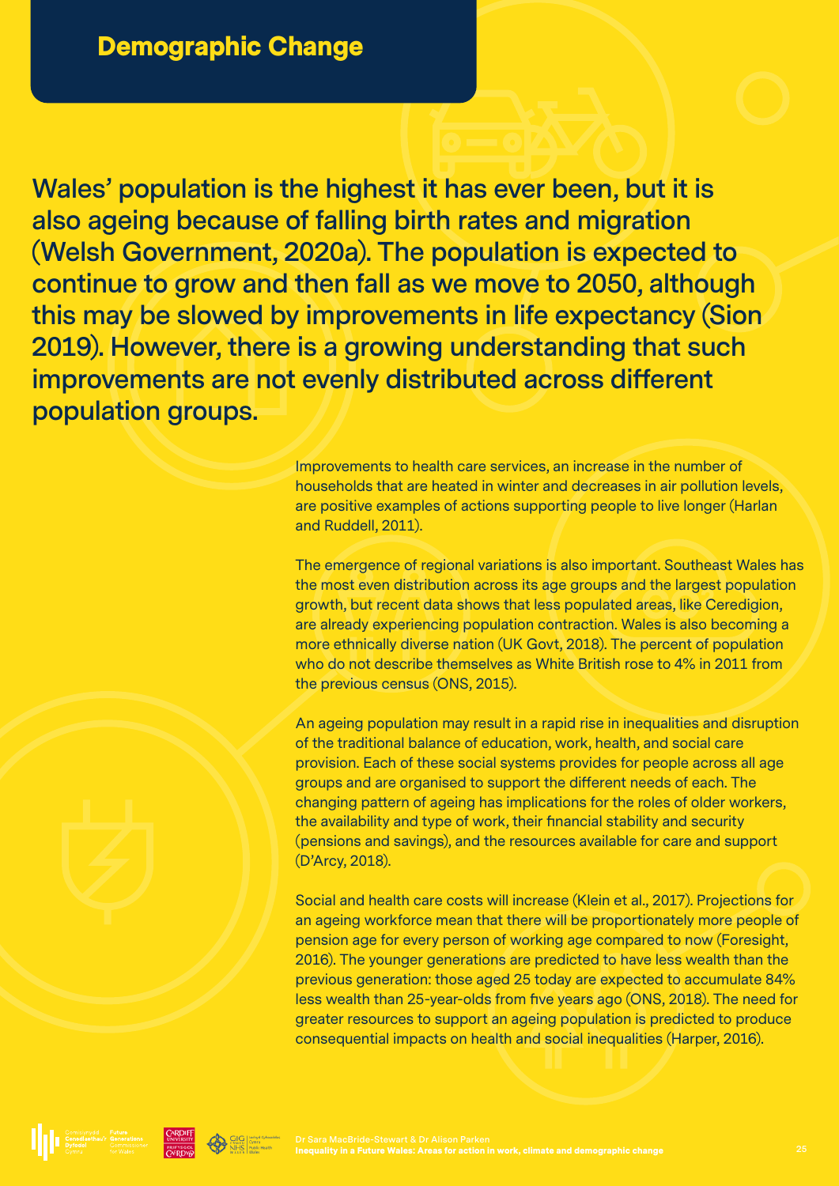## Demographic Change

**Wales' population is the highest it has ever been, but it is also ageing because of falling birth rates and migration (Welsh Government, 2020a). The population is expected to continue to grow and then fall as we move to 2050, although this may be slowed by improvements in life expectancy (Sion 2019). However, there is a growing understanding that such improvements are not evenly distributed across different population groups.**

Improvements to health care services, an increase in the number of households that are heated in winter and decreases in air pollution levels, are positive examples of actions supporting people to live longer (Harlan and Ruddell, 2011).

The emergence of regional variations is also important. Southeast Wales has the most even distribution across its age groups and the largest population growth, but recent data shows that less populated areas, like Ceredigion, are already experiencing population contraction. Wales is also becoming a more ethnically diverse nation (UK Govt, 2018). The percent of population who do not describe themselves as White British rose to 4% in 2011 from the previous census (ONS, 2015).

An ageing population may result in a rapid rise in inequalities and disruption of the traditional balance of education, work, health, and social care provision. Each of these social systems provides for people across all age groups and are organised to support the different needs of each. The changing pattern of ageing has implications for the roles of older workers, the availability and type of work, their financial stability and security (pensions and savings), and the resources available for care and support (D'Arcy, 2018).

Social and health care costs will increase (Klein et al., 2017). Projections for an ageing workforce mean that there will be proportionately more people of pension age for every person of working age compared to now (Foresight, 2016). The younger generations are predicted to have less wealth than the previous generation: those aged 25 today are expected to accumulate 84% less wealth than 25-year-olds from five years ago (ONS, 2018). The need for greater resources to support an ageing population is predicted to produce consequential impacts on health and social inequalities (Harper, 2016).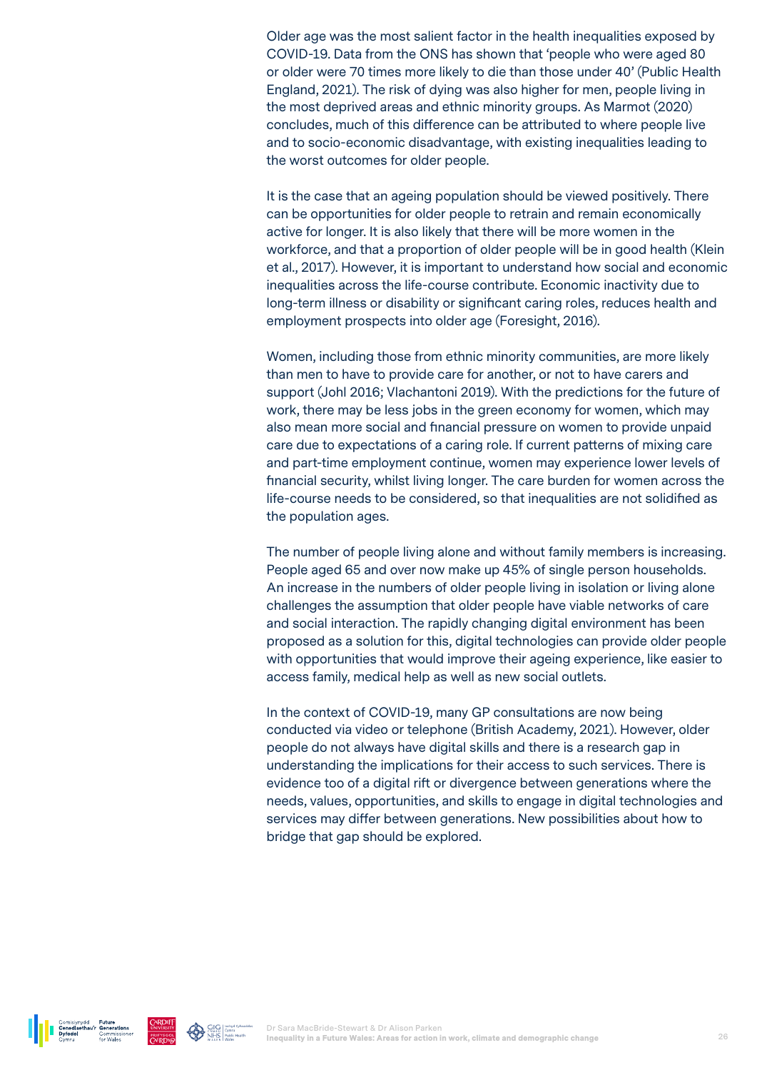Older age was the most salient factor in the health inequalities exposed by COVID-19. Data from the ONS has shown that 'people who were aged 80 or older were 70 times more likely to die than those under 40' (Public Health England, 2021). The risk of dying was also higher for men, people living in the most deprived areas and ethnic minority groups. As Marmot (2020) concludes, much of this difference can be attributed to where people live and to socio-economic disadvantage, with existing inequalities leading to the worst outcomes for older people.

It is the case that an ageing population should be viewed positively. There can be opportunities for older people to retrain and remain economically active for longer. It is also likely that there will be more women in the workforce, and that a proportion of older people will be in good health (Klein et al., 2017). However, it is important to understand how social and economic inequalities across the life-course contribute. Economic inactivity due to long-term illness or disability or significant caring roles, reduces health and employment prospects into older age (Foresight, 2016).

Women, including those from ethnic minority communities, are more likely than men to have to provide care for another, or not to have carers and support (Johl 2016; Vlachantoni 2019). With the predictions for the future of work, there may be less jobs in the green economy for women, which may also mean more social and financial pressure on women to provide unpaid care due to expectations of a caring role. If current patterns of mixing care and part-time employment continue, women may experience lower levels of financial security, whilst living longer. The care burden for women across the life-course needs to be considered, so that inequalities are not solidified as the population ages.

The number of people living alone and without family members is increasing. People aged 65 and over now make up 45% of single person households. An increase in the numbers of older people living in isolation or living alone challenges the assumption that older people have viable networks of care and social interaction. The rapidly changing digital environment has been proposed as a solution for this, digital technologies can provide older people with opportunities that would improve their ageing experience, like easier to access family, medical help as well as new social outlets.

In the context of COVID-19, many GP consultations are now being conducted via video or telephone (British Academy, 2021). However, older people do not always have digital skills and there is a research gap in understanding the implications for their access to such services. There is evidence too of a digital rift or divergence between generations where the needs, values, opportunities, and skills to engage in digital technologies and services may differ between generations. New possibilities about how to bridge that gap should be explored.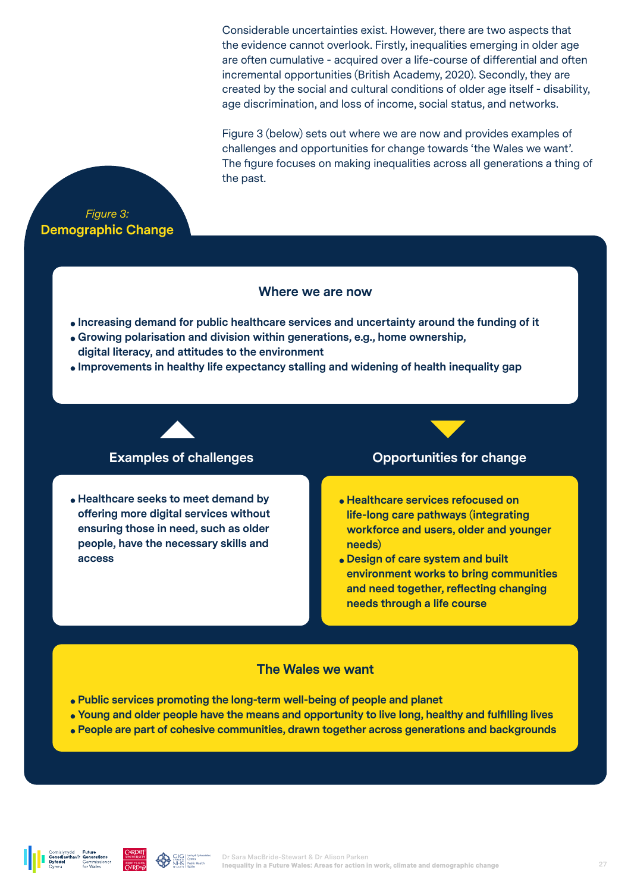Considerable uncertainties exist. However, there are two aspects that the evidence cannot overlook. Firstly, inequalities emerging in older age are often cumulative - acquired over a life-course of differential and often incremental opportunities (British Academy, 2020). Secondly, they are created by the social and cultural conditions of older age itself - disability, age discrimination, and loss of income, social status, and networks.

Figure 3 (below) sets out where we are now and provides examples of challenges and opportunities for change towards 'the Wales we want'. The figure focuses on making inequalities across all generations a thing of the past.

*Figure 3:*
**Demographic Change**

### Where we are now

- **Increasing demand for public healthcare services and uncertainty around the funding of it**
- **Growing polarisation and division within generations, e.g., home ownership, digital literacy, and attitudes to the environment**
- **Improvements in healthy life expectancy stalling and widening of health inequality gap**

### Examples of challenges

- **Healthcare seeks to meet demand by offering more digital services without ensuring those in need, such as older people, have the necessary skills and access**

### Opportunities for change

- **Healthcare services refocused on life-long care pathways (integrating workforce and users, older and younger needs)**
- **Design of care system and built environment works to bring communities and need together, reflecting changing needs through a life course**

### The Wales we want

- **Public services promoting the long-term well-being of people and planet**
- **Young and older people have the means and opportunity to live long, healthy and fulfilling lives**
- **People are part of cohesive communities, drawn together across generations and backgrounds**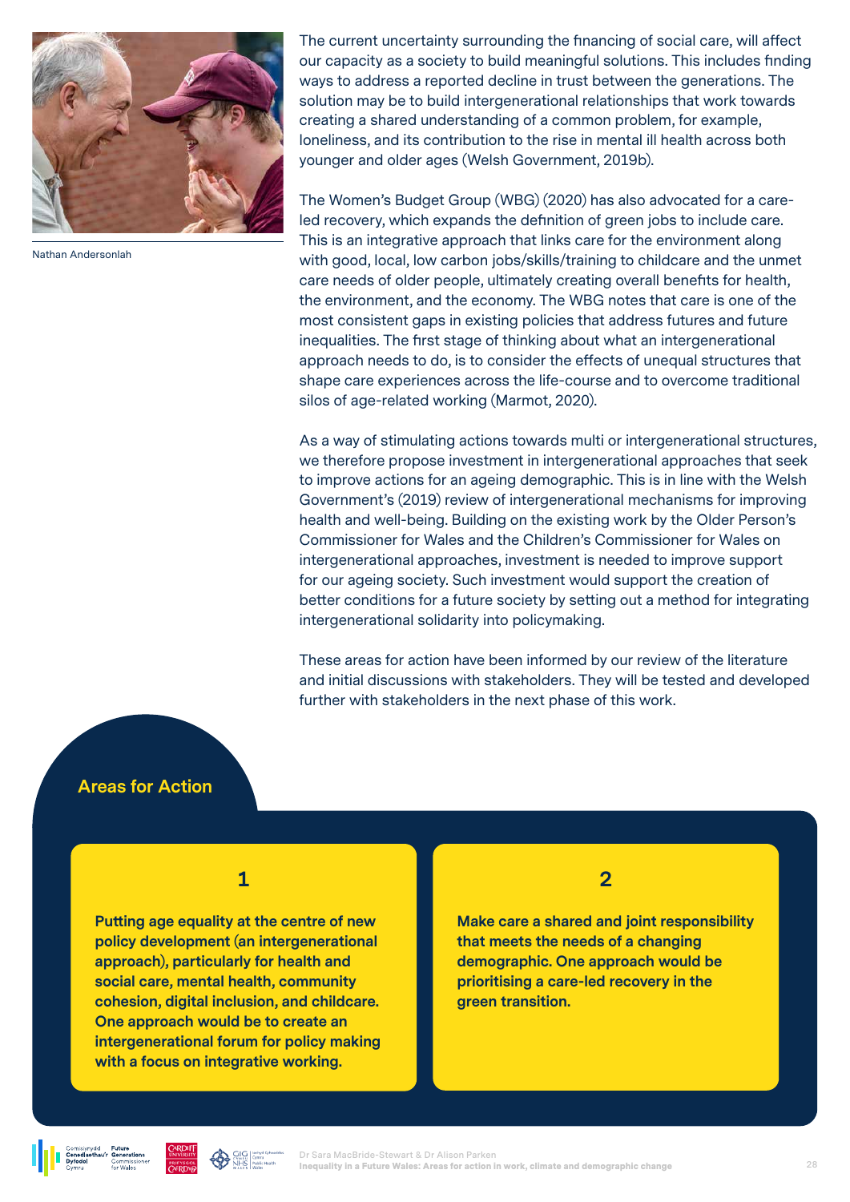Nathan Andersonlah

The current uncertainty surrounding the financing of social care, will affect our capacity as a society to build meaningful solutions. This includes finding ways to address a reported decline in trust between the generations. The solution may be to build intergenerational relationships that work towards creating a shared understanding of a common problem, for example, loneliness, and its contribution to the rise in mental ill health across both younger and older ages (Welsh Government, 2019b).

The Women's Budget Group (WBG) (2020) has also advocated for a care-led recovery, which expands the definition of green jobs to include care. This is an integrative approach that links care for the environment along with good, local, low carbon jobs/skills/training to childcare and the unmet care needs of older people, ultimately creating overall benefits for health, the environment, and the economy. The WBG notes that care is one of the most consistent gaps in existing policies that address futures and future inequalities. The first stage of thinking about what an intergenerational approach needs to do, is to consider the effects of unequal structures that shape care experiences across the life-course and to overcome traditional silos of age-related working (Marmot, 2020).

As a way of stimulating actions towards multi or intergenerational structures, we therefore propose investment in intergenerational approaches that seek to improve actions for an ageing demographic. This is in line with the Welsh Government's (2019) review of intergenerational mechanisms for improving health and well-being. Building on the existing work by the Older Person's Commissioner for Wales and the Children's Commissioner for Wales on intergenerational approaches, investment is needed to improve support for our ageing society. Such investment would support the creation of better conditions for a future society by setting out a method for integrating intergenerational solidarity into policymaking.

These areas for action have been informed by our review of the literature and initial discussions with stakeholders. They will be tested and developed further with stakeholders in the next phase of this work.

## Areas for Action

**1**

**Putting age equality at the centre of new policy development (an intergenerational approach), particularly for health and social care, mental health, community cohesion, digital inclusion, and childcare. One approach would be to create an intergenerational forum for policy making with a focus on integrative working.**

**2**

**Make care a shared and joint responsibility that meets the needs of a changing demographic. One approach would be prioritising a care-led recovery in the green transition.**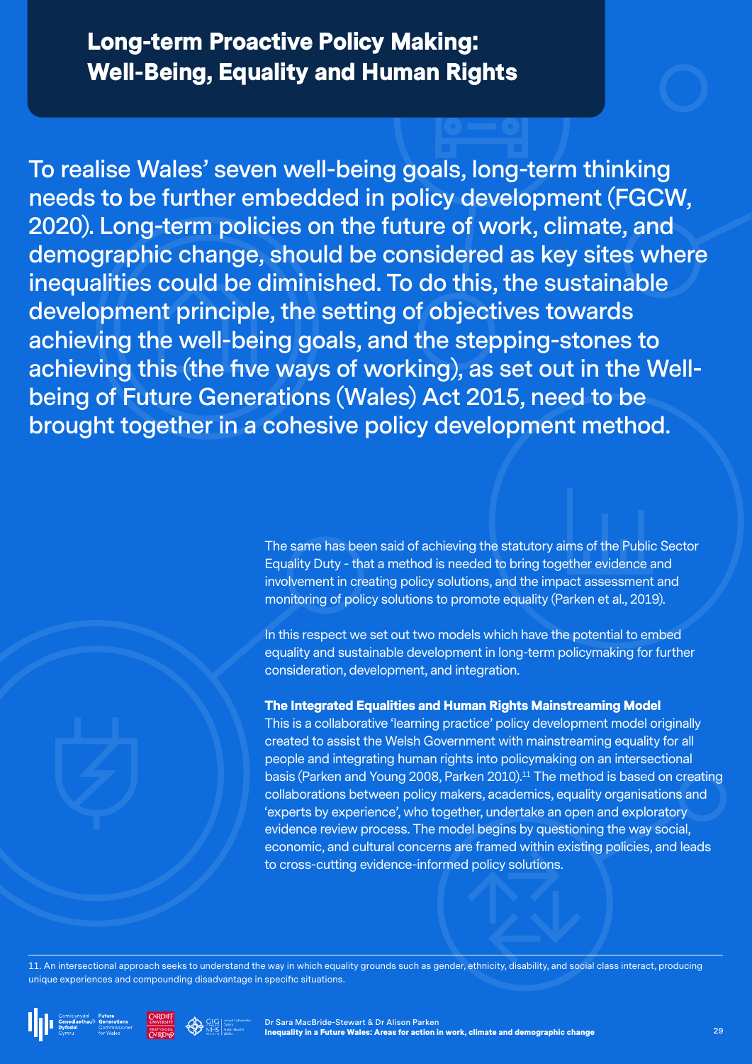## Long-term Proactive Policy Making: Well-Being, Equality and Human Rights

To realise Wales' seven well-being goals, long-term thinking needs to be further embedded in policy development (FGCW, 2020). Long-term policies on the future of work, climate, and demographic change, should be considered as key sites where inequalities could be diminished. To do this, the sustainable development principle, the setting of objectives towards achieving the well-being goals, and the stepping-stones to achieving this (the five ways of working), as set out in the Well-being of Future Generations (Wales) Act 2015, need to be brought together in a cohesive policy development method.

The same has been said of achieving the statutory aims of the Public Sector Equality Duty - that a method is needed to bring together evidence and involvement in creating policy solutions, and the impact assessment and monitoring of policy solutions to promote equality (Parken et al., 2019).

In this respect we set out two models which have the potential to embed equality and sustainable development in long-term policymaking for further consideration, development, and integration.

**The Integrated Equalities and Human Rights Mainstreaming Model**

This is a collaborative 'learning practice' policy development model originally created to assist the Welsh Government with mainstreaming equality for all people and integrating human rights into policymaking on an intersectional basis (Parken and Young 2008, Parken 2010).[11] The method is based on creating collaborations between policy makers, academics, equality organisations and 'experts by experience', who together, undertake an open and exploratory evidence review process. The model begins by questioning the way social, economic, and cultural concerns are framed within existing policies, and leads to cross-cutting evidence-informed policy solutions.

11. An intersectional approach seeks to understand the way in which equality grounds such as gender, ethnicity, disability, and social class interact, producing unique experiences and compounding disadvantage in specific situations.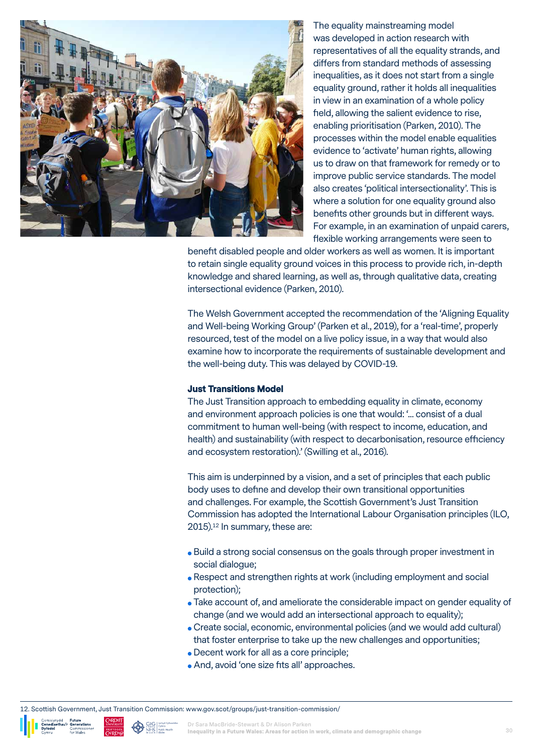The equality mainstreaming model was developed in action research with representatives of all the equality strands, and differs from standard methods of assessing inequalities, as it does not start from a single equality ground, rather it holds all inequalities in view in an examination of a whole policy field, allowing the salient evidence to rise, enabling prioritisation (Parken, 2010). The processes within the model enable equalities evidence to 'activate' human rights, allowing us to draw on that framework for remedy or to improve public service standards. The model also creates 'political intersectionality'. This is where a solution for one equality ground also benefits other grounds but in different ways. For example, in an examination of unpaid carers, flexible working arrangements were seen to benefit disabled people and older workers as well as women. It is important to retain single equality ground voices in this process to provide rich, in-depth knowledge and shared learning, as well as, through qualitative data, creating intersectional evidence (Parken, 2010).

The Welsh Government accepted the recommendation of the 'Aligning Equality and Well-being Working Group' (Parken et al., 2019), for a 'real-time', properly resourced, test of the model on a live policy issue, in a way that would also examine how to incorporate the requirements of sustainable development and the well-being duty. This was delayed by COVID-19.

**Just Transitions Model**

The Just Transition approach to embedding equality in climate, economy and environment approach policies is one that would: '... consist of a dual commitment to human well-being (with respect to income, education, and health) and sustainability (with respect to decarbonisation, resource efficiency and ecosystem restoration).' (Swilling et al., 2016).

This aim is underpinned by a vision, and a set of principles that each public body uses to define and develop their own transitional opportunities and challenges. For example, the Scottish Government's Just Transition Commission has adopted the International Labour Organisation principles (ILO, 2015).[12] In summary, these are:

- Build a strong social consensus on the goals through proper investment in social dialogue;
- Respect and strengthen rights at work (including employment and social protection);
- Take account of, and ameliorate the considerable impact on gender equality of change (and we would add an intersectional approach to equality);
- Create social, economic, environmental policies (and we would add cultural) that foster enterprise to take up the new challenges and opportunities;
- Decent work for all as a core principle;
- And, avoid 'one size fits all' approaches.

12. Scottish Government, Just Transition Commission: www.gov.scot/groups/just-transition-commission/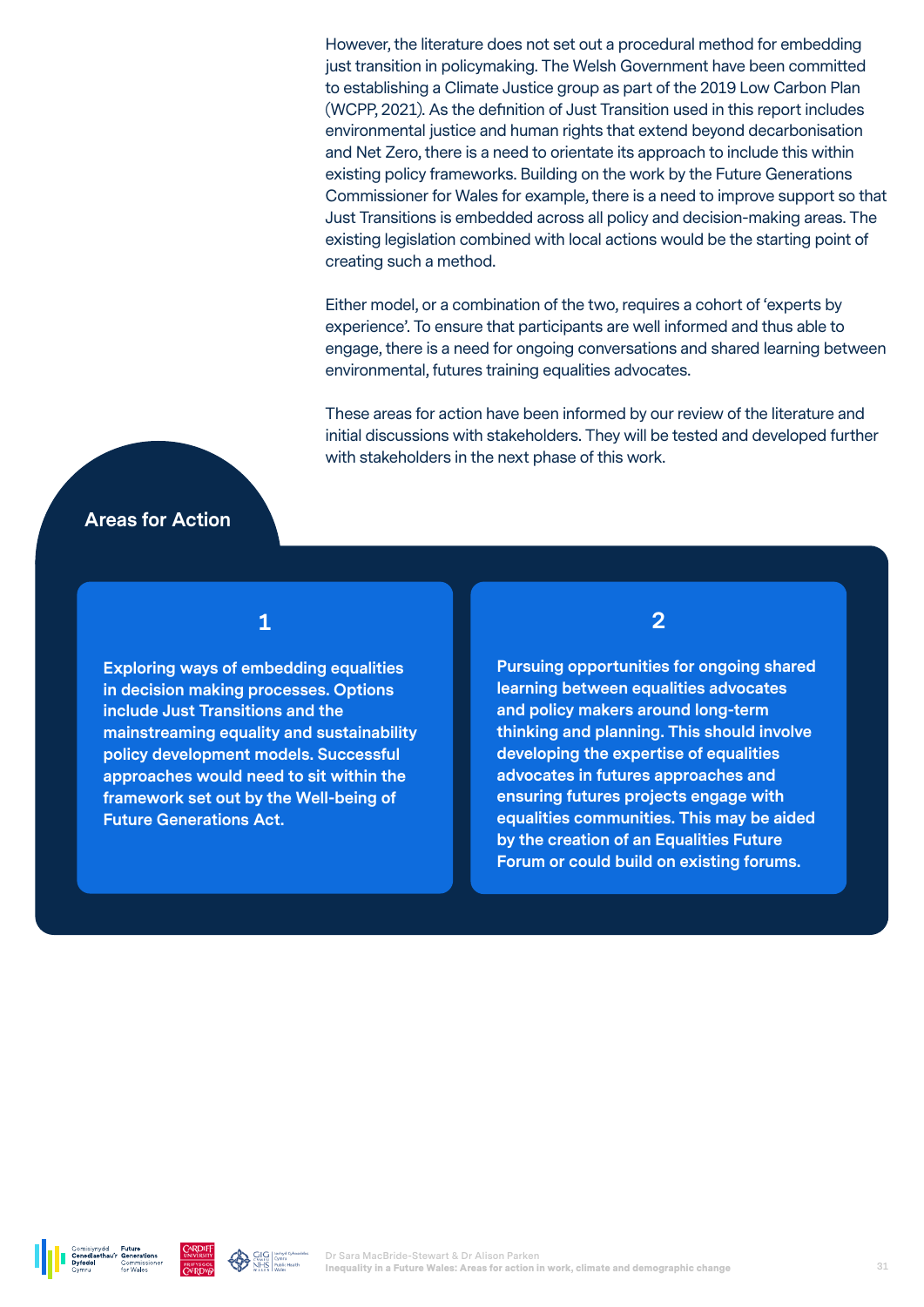However, the literature does not set out a procedural method for embedding just transition in policymaking. The Welsh Government have been committed to establishing a Climate Justice group as part of the 2019 Low Carbon Plan (WCPP, 2021). As the definition of Just Transition used in this report includes environmental justice and human rights that extend beyond decarbonisation and Net Zero, there is a need to orientate its approach to include this within existing policy frameworks. Building on the work by the Future Generations Commissioner for Wales for example, there is a need to improve support so that Just Transitions is embedded across all policy and decision-making areas. The existing legislation combined with local actions would be the starting point of creating such a method.

Either model, or a combination of the two, requires a cohort of 'experts by experience'. To ensure that participants are well informed and thus able to engage, there is a need for ongoing conversations and shared learning between environmental, futures training equalities advocates.

These areas for action have been informed by our review of the literature and initial discussions with stakeholders. They will be tested and developed further with stakeholders in the next phase of this work.

## Areas for Action

**1**

**Exploring ways of embedding equalities in decision making processes. Options include Just Transitions and the mainstreaming equality and sustainability policy development models. Successful approaches would need to sit within the framework set out by the Well-being of Future Generations Act.**

**2**

**Pursuing opportunities for ongoing shared learning between equalities advocates and policy makers around long-term thinking and planning. This should involve developing the expertise of equalities advocates in futures approaches and ensuring futures projects engage with equalities communities. This may be aided by the creation of an Equalities Future Forum or could build on existing forums.**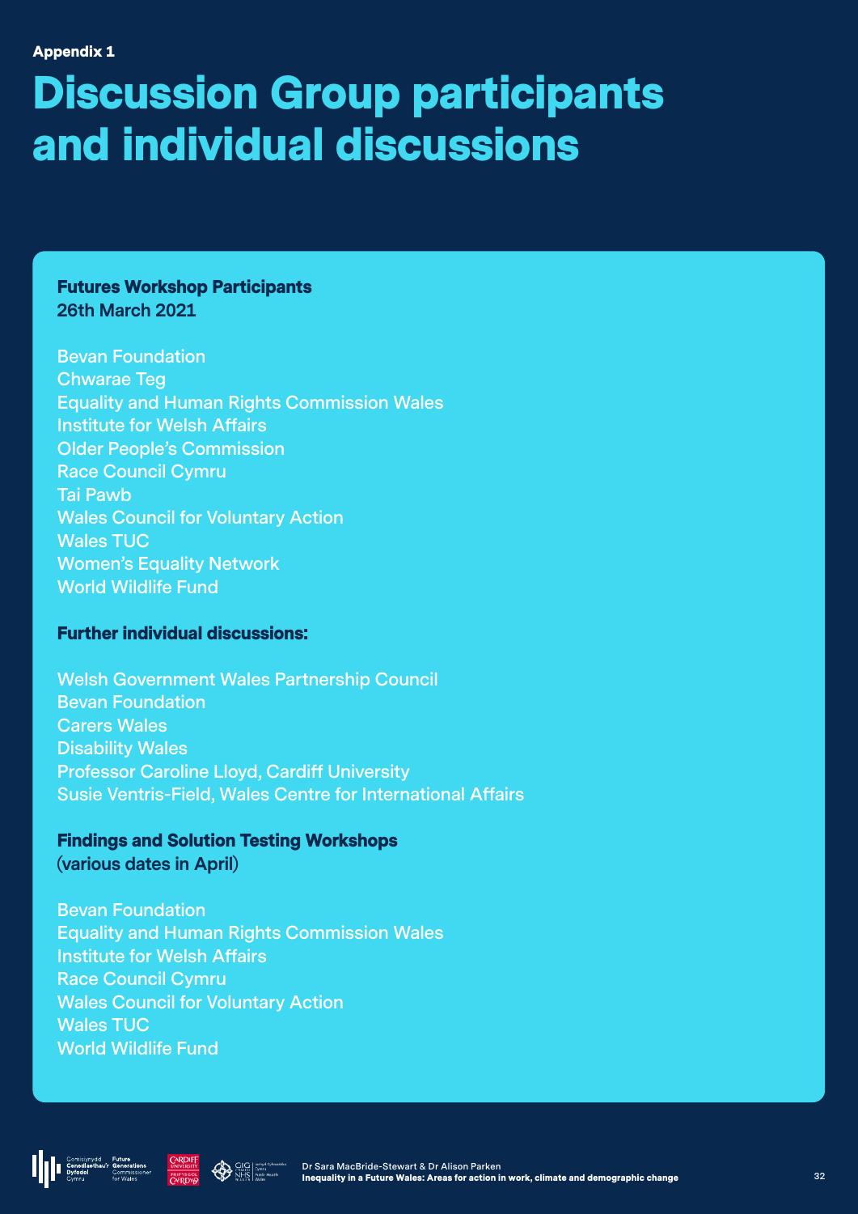Appendix 1

# Discussion Group participants and individual discussions

**Futures Workshop Participants**
**26th March 2021**

Bevan Foundation
Chwarae Teg
Equality and Human Rights Commission Wales
Institute for Welsh Affairs
Older People's Commission
Race Council Cymru
Tai Pawb
Wales Council for Voluntary Action
Wales TUC
Women's Equality Network
World Wildlife Fund

**Further individual discussions:**

Welsh Government Wales Partnership Council
Bevan Foundation
Carers Wales
Disability Wales
Professor Caroline Lloyd, Cardiff University
Susie Ventris-Field, Wales Centre for International Affairs

**Findings and Solution Testing Workshops**
(various dates in April)

Bevan Foundation
Equality and Human Rights Commission Wales
Institute for Welsh Affairs
Race Council Cymru
Wales Council for Voluntary Action
Wales TUC
World Wildlife Fund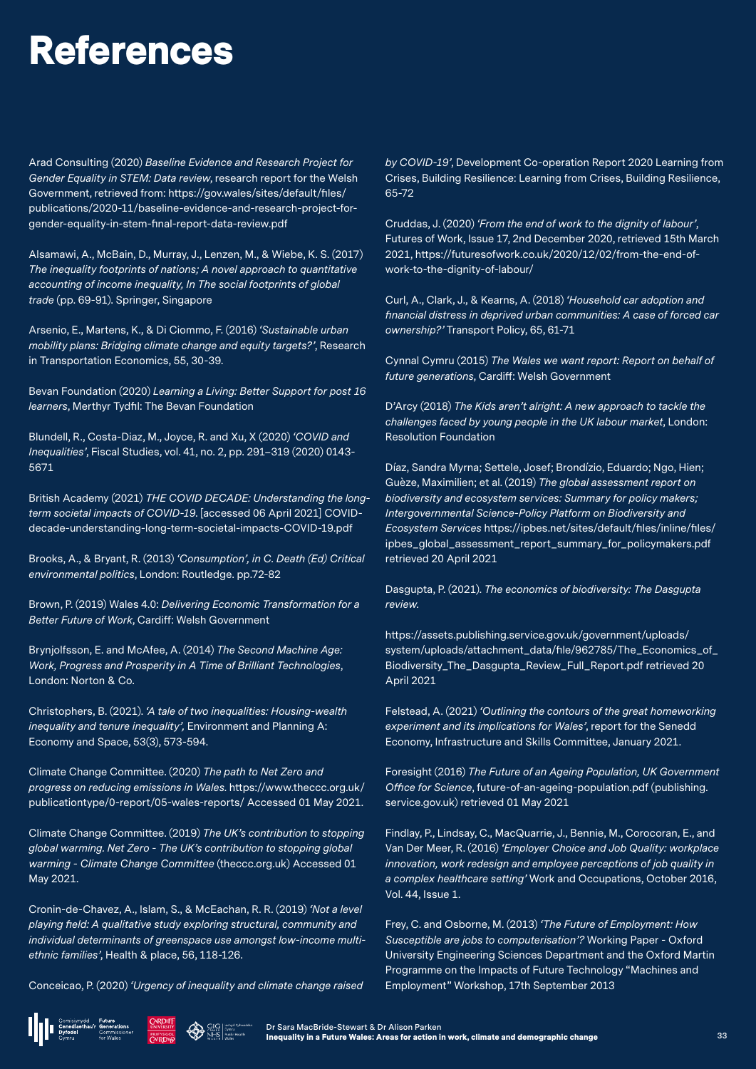# References

Arad Consulting (2020) *Baseline Evidence and Research Project for Gender Equality in STEM: Data review*, research report for the Welsh Government, retrieved from: https://gov.wales/sites/default/files/publications/2020-11/baseline-evidence-and-research-project-for-gender-equality-in-stem-final-report-data-review.pdf

Alsamawi, A., McBain, D., Murray, J., Lenzen, M., & Wiebe, K. S. (2017) *The inequality footprints of nations; A novel approach to quantitative accounting of income inequality, In The social footprints of global trade* (pp. 69-91). Springer, Singapore

Arsenio, E., Martens, K., & Di Ciommo, F. (2016) *'Sustainable urban mobility plans: Bridging climate change and equity targets?'*, Research in Transportation Economics, 55, 30-39.

Bevan Foundation (2020) *Learning a Living: Better Support for post 16 learners*, Merthyr Tydfil: The Bevan Foundation

Blundell, R., Costa-Diaz, M., Joyce, R. and Xu, X (2020) *'COVID and Inequalities'*, Fiscal Studies, vol. 41, no. 2, pp. 291–319 (2020) 0143-5671

British Academy (2021) *THE COVID DECADE: Understanding the long-term societal impacts of COVID-19.* [accessed 06 April 2021] COVID-decade-understanding-long-term-societal-impacts-COVID-19.pdf

Brooks, A., & Bryant, R. (2013) *'Consumption', in C. Death (Ed) Critical environmental politics*, London: Routledge. pp.72-82

Brown, P. (2019) Wales 4.0: *Delivering Economic Transformation for a Better Future of Work*, Cardiff: Welsh Government

Brynjolfsson, E. and McAfee, A. (2014) *The Second Machine Age: Work, Progress and Prosperity in A Time of Brilliant Technologies*, London: Norton & Co.

Christophers, B. (2021). *'A tale of two inequalities: Housing-wealth inequality and tenure inequality',* Environment and Planning A: Economy and Space, 53(3), 573-594.

Climate Change Committee. (2020) *The path to Net Zero and progress on reducing emissions in Wales*. https://www.theccc.org.uk/publicationtype/0-report/05-wales-reports/ Accessed 01 May 2021.

Climate Change Committee. (2019) *The UK's contribution to stopping global warming. Net Zero - The UK's contribution to stopping global warming - Climate Change Committee* (theccc.org.uk) Accessed 01 May 2021.

Cronin-de-Chavez, A., Islam, S., & McEachan, R. R. (2019) *'Not a level playing field: A qualitative study exploring structural, community and individual determinants of greenspace use amongst low-income multi-ethnic families'*, Health & place, 56, 118-126.

Conceicao, P. (2020) *'Urgency of inequality and climate change raised by COVID-19'*, Development Co-operation Report 2020 Learning from Crises, Building Resilience: Learning from Crises, Building Resilience, 65-72

Cruddas, J. (2020) *'From the end of work to the dignity of labour'*, Futures of Work, Issue 17, 2nd December 2020, retrieved 15th March 2021, https://futuresofwork.co.uk/2020/12/02/from-the-end-of-work-to-the-dignity-of-labour/

Curl, A., Clark, J., & Kearns, A. (2018) *'Household car adoption and financial distress in deprived urban communities: A case of forced car ownership?'* Transport Policy, 65, 61-71

Cynnal Cymru (2015) *The Wales we want report: Report on behalf of future generations*, Cardiff: Welsh Government

D'Arcy (2018) *The Kids aren't alright: A new approach to tackle the challenges faced by young people in the UK labour market*, London: Resolution Foundation

Díaz, Sandra Myrna; Settele, Josef; Brondízio, Eduardo; Ngo, Hien; Guèze, Maximilien; et al. (2019) *The global assessment report on biodiversity and ecosystem services: Summary for policy makers; Intergovernmental Science-Policy Platform on Biodiversity and Ecosystem Services* https://ipbes.net/sites/default/files/inline/files/ipbes_global_assessment_report_summary_for_policymakers.pdf retrieved 20 April 2021

Dasgupta, P. (2021). *The economics of biodiversity: The Dasgupta review.*

https://assets.publishing.service.gov.uk/government/uploads/system/uploads/attachment_data/file/962785/The_Economics_of_Biodiversity_The_Dasgupta_Review_Full_Report.pdf retrieved 20 April 2021

Felstead, A. (2021) *'Outlining the contours of the great homeworking experiment and its implications for Wales'*, report for the Senedd Economy, Infrastructure and Skills Committee, January 2021.

Foresight (2016) *The Future of an Ageing Population, UK Government Office for Science*, future-of-an-ageing-population.pdf (publishing.service.gov.uk) retrieved 01 May 2021

Findlay, P., Lindsay, C., MacQuarrie, J., Bennie, M., Corocoran, E., and Van Der Meer, R. (2016) *'Employer Choice and Job Quality: workplace innovation, work redesign and employee perceptions of job quality in a complex healthcare setting'* Work and Occupations, October 2016, Vol. 44, Issue 1.

Frey, C. and Osborne, M. (2013) *'The Future of Employment: How Susceptible are jobs to computerisation'?* Working Paper - Oxford University Engineering Sciences Department and the Oxford Martin Programme on the Impacts of Future Technology "Machines and Employment" Workshop, 17th September 2013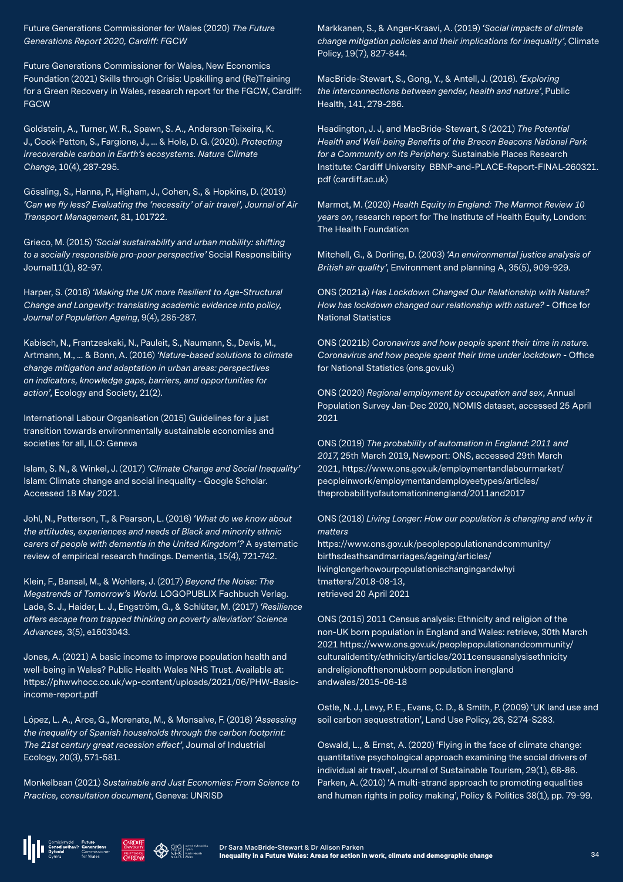Future Generations Commissioner for Wales (2020) *The Future Generations Report 2020, Cardiff: FGCW*

Future Generations Commissioner for Wales, New Economics Foundation (2021) Skills through Crisis: Upskilling and (Re)Training for a Green Recovery in Wales, research report for the FGCW, Cardiff: FGCW

Goldstein, A., Turner, W. R., Spawn, S. A., Anderson-Teixeira, K. J., Cook-Patton, S., Fargione, J., ... & Hole, D. G. (2020). *Protecting irrecoverable carbon in Earth's ecosystems. Nature Climate Change*, 10(4), 287-295.

Gössling, S., Hanna, P., Higham, J., Cohen, S., & Hopkins, D. (2019) *'Can we fly less? Evaluating the 'necessity' of air travel', Journal of Air Transport Management*, 81, 101722.

Grieco, M. (2015) *'Social sustainability and urban mobility: shifting to a socially responsible pro-poor perspective'* Social Responsibility Journal11(1), 82-97.

Harper, S. (2016) *'Making the UK more Resilient to Age-Structural Change and Longevity: translating academic evidence into policy, Journal of Population Ageing*, 9(4), 285-287.

Kabisch, N., Frantzeskaki, N., Pauleit, S., Naumann, S., Davis, M., Artmann, M., ... & Bonn, A. (2016) *'Nature-based solutions to climate change mitigation and adaptation in urban areas: perspectives on indicators, knowledge gaps, barriers, and opportunities for action'*, Ecology and Society, 21(2).

International Labour Organisation (2015) Guidelines for a just transition towards environmentally sustainable economies and societies for all, ILO: Geneva

Islam, S. N., & Winkel, J. (2017) *'Climate Change and Social Inequality'* Islam: Climate change and social inequality - Google Scholar. Accessed 18 May 2021.

Johl, N., Patterson, T., & Pearson, L. (2016) *'What do we know about the attitudes, experiences and needs of Black and minority ethnic carers of people with dementia in the United Kingdom'?* A systematic review of empirical research findings. Dementia, 15(4), 721-742.

Klein, F., Bansal, M., & Wohlers, J. (2017) *Beyond the Noise: The Megatrends of Tomorrow's World.* LOGOPUBLIX Fachbuch Verlag. Lade, S. J., Haider, L. J., Engström, G., & Schlüter, M. (2017) *'Resilience offers escape from trapped thinking on poverty alleviation' Science Advances,* 3(5), e1603043.

Jones, A. (2021) A basic income to improve population health and well-being in Wales? Public Health Wales NHS Trust. Available at: https://phwwhocc.co.uk/wp-content/uploads/2021/06/PHW-Basic-income-report.pdf

López, L. A., Arce, G., Morenate, M., & Monsalve, F. (2016) *'Assessing the inequality of Spanish households through the carbon footprint: The 21st century great recession effect'*, Journal of Industrial Ecology, 20(3), 571-581.

Monkelbaan (2021) *Sustainable and Just Economies: From Science to Practice, consultation document*, Geneva: UNRISD

Markkanen, S., & Anger-Kraavi, A. (2019) *'Social impacts of climate change mitigation policies and their implications for inequality'*, Climate Policy, 19(7), 827-844.

MacBride-Stewart, S., Gong, Y., & Antell, J. (2016). *'Exploring the interconnections between gender, health and nature'*, Public Health, 141, 279-286.

Headington, J. J, and MacBride-Stewart, S (2021) *The Potential Health and Well-being Benefits of the Brecon Beacons National Park for a Community on its Periphery.* Sustainable Places Research Institute: Cardiff University BBNP-and-PLACE-Report-FINAL-260321.pdf (cardiff.ac.uk)

Marmot, M. (2020) *Health Equity in England: The Marmot Review 10 years on*, research report for The Institute of Health Equity, London: The Health Foundation

Mitchell, G., & Dorling, D. (2003) *'An environmental justice analysis of British air quality'*, Environment and planning A, 35(5), 909-929.

ONS (2021a) *Has Lockdown Changed Our Relationship with Nature? How has lockdown changed our relationship with nature?* - Office for National Statistics

ONS (2021b) *Coronavirus and how people spent their time in nature. Coronavirus and how people spent their time under lockdown* - Office for National Statistics (ons.gov.uk)

ONS (2020) *Regional employment by occupation and sex*, Annual Population Survey Jan-Dec 2020, NOMIS dataset, accessed 25 April 2021

ONS (2019) *The probability of automation in England: 2011 and 2017,* 25th March 2019, Newport: ONS, accessed 29th March 2021, https://www.ons.gov.uk/employmentandlabourmarket/peopleinwork/employmentandemployeetypes/articles/theprobabilityofautomationinengland/2011and2017

ONS (2018) *Living Longer: How our population is changing and why it matters*
https://www.ons.gov.uk/peoplepopulationandcommunity/birthsdeathsandmarriages/ageing/articles/livinglongerhowourpopulationischangingandwhyitmatters/2018-08-13,
retrieved 20 April 2021

ONS (2015) 2011 Census analysis: Ethnicity and religion of the non-UK born population in England and Wales: retrieve, 30th March 2021 https://www.ons.gov.uk/peoplepopulationandcommunity/culturalidentity/ethnicity/articles/2011censusanalysisethnicityandreligionofthenonukborn population inengland andwales/2015-06-18

Ostle, N. J., Levy, P. E., Evans, C. D., & Smith, P. (2009) 'UK land use and soil carbon sequestration', Land Use Policy, 26, S274-S283.

Oswald, L., & Ernst, A. (2020) 'Flying in the face of climate change: quantitative psychological approach examining the social drivers of individual air travel', Journal of Sustainable Tourism, 29(1), 68-86.
Parken, A. (2010) 'A multi-strand approach to promoting equalities and human rights in policy making', Policy & Politics 38(1), pp. 79-99.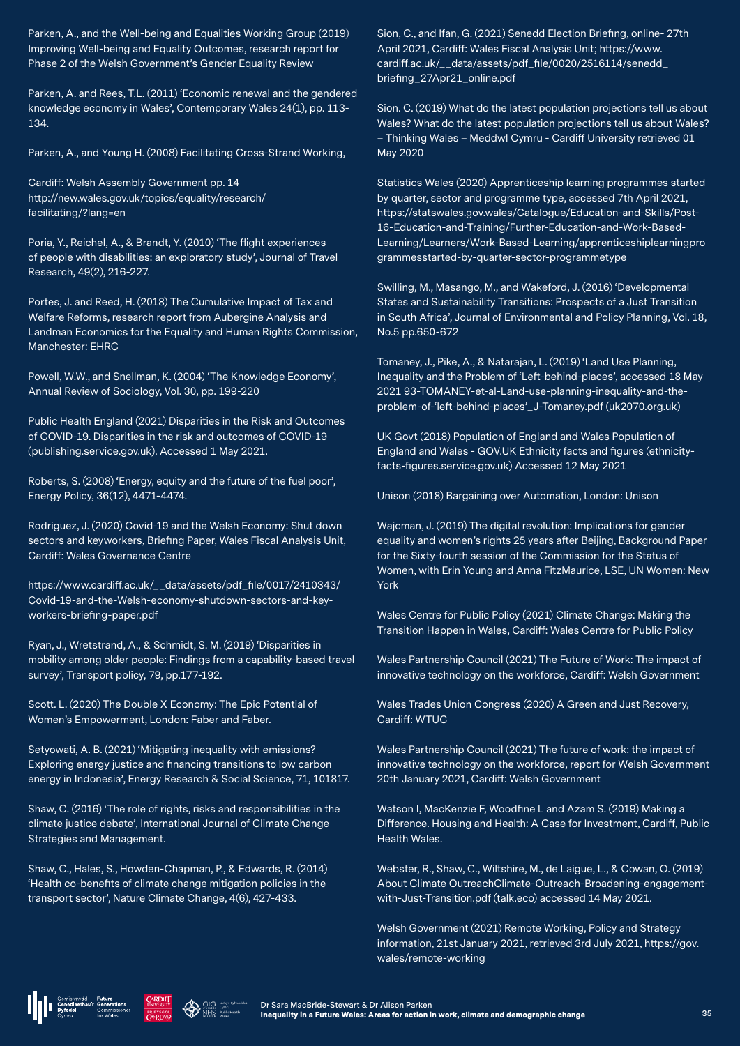Parken, A., and the Well-being and Equalities Working Group (2019) Improving Well-being and Equality Outcomes, research report for Phase 2 of the Welsh Government's Gender Equality Review

Parken, A. and Rees, T.L. (2011) 'Economic renewal and the gendered knowledge economy in Wales', Contemporary Wales 24(1), pp. 113-134.

Parken, A., and Young H. (2008) Facilitating Cross-Strand Working,

Cardiff: Welsh Assembly Government pp. 14 http://new.wales.gov.uk/topics/equality/research/facilitating/?lang=en

Poria, Y., Reichel, A., & Brandt, Y. (2010) 'The flight experiences of people with disabilities: an exploratory study', Journal of Travel Research, 49(2), 216-227.

Portes, J. and Reed, H. (2018) The Cumulative Impact of Tax and Welfare Reforms, research report from Aubergine Analysis and Landman Economics for the Equality and Human Rights Commission, Manchester: EHRC

Powell, W.W., and Snellman, K. (2004) 'The Knowledge Economy', Annual Review of Sociology, Vol. 30, pp. 199-220

Public Health England (2021) Disparities in the Risk and Outcomes of COVID-19. Disparities in the risk and outcomes of COVID-19 (publishing.service.gov.uk). Accessed 1 May 2021.

Roberts, S. (2008) 'Energy, equity and the future of the fuel poor', Energy Policy, 36(12), 4471-4474.

Rodriguez, J. (2020) Covid-19 and the Welsh Economy: Shut down sectors and keyworkers, Briefing Paper, Wales Fiscal Analysis Unit, Cardiff: Wales Governance Centre

https://www.cardiff.ac.uk/__data/assets/pdf_file/0017/2410343/Covid-19-and-the-Welsh-economy-shutdown-sectors-and-key-workers-briefing-paper.pdf

Ryan, J., Wretstrand, A., & Schmidt, S. M. (2019) 'Disparities in mobility among older people: Findings from a capability-based travel survey', Transport policy, 79, pp.177-192.

Scott. L. (2020) The Double X Economy: The Epic Potential of Women's Empowerment, London: Faber and Faber.

Setyowati, A. B. (2021) 'Mitigating inequality with emissions? Exploring energy justice and financing transitions to low carbon energy in Indonesia', Energy Research & Social Science, 71, 101817.

Shaw, C. (2016) 'The role of rights, risks and responsibilities in the climate justice debate', International Journal of Climate Change Strategies and Management.

Shaw, C., Hales, S., Howden-Chapman, P., & Edwards, R. (2014) 'Health co-benefits of climate change mitigation policies in the transport sector', Nature Climate Change, 4(6), 427-433.

Sion, C., and Ifan, G. (2021) Senedd Election Briefing, online- 27th April 2021, Cardiff: Wales Fiscal Analysis Unit; https://www.cardiff.ac.uk/__data/assets/pdf_file/0020/2516114/senedd_briefing_27Apr21_online.pdf

Sion. C. (2019) What do the latest population projections tell us about Wales? What do the latest population projections tell us about Wales? – Thinking Wales – Meddwl Cymru - Cardiff University retrieved 01 May 2020

Statistics Wales (2020) Apprenticeship learning programmes started by quarter, sector and programme type, accessed 7th April 2021, https://statswales.gov.wales/Catalogue/Education-and-Skills/Post-16-Education-and-Training/Further-Education-and-Work-Based-Learning/Learners/Work-Based-Learning/apprenticeshiplearningprogrammesstarted-by-quarter-sector-programmetype

Swilling, M., Masango, M., and Wakeford, J. (2016) 'Developmental States and Sustainability Transitions: Prospects of a Just Transition in South Africa', Journal of Environmental and Policy Planning, Vol. 18, No.5 pp.650-672

Tomaney, J., Pike, A., & Natarajan, L. (2019) 'Land Use Planning, Inequality and the Problem of 'Left-behind-places', accessed 18 May 2021 93-TOMANEY-et-al-Land-use-planning-inequality-and-the-problem-of-'left-behind-places'_J-Tomaney.pdf (uk2070.org.uk)

UK Govt (2018) Population of England and Wales Population of England and Wales - GOV.UK Ethnicity facts and figures (ethnicity-facts-figures.service.gov.uk) Accessed 12 May 2021

Unison (2018) Bargaining over Automation, London: Unison

Wajcman, J. (2019) The digital revolution: Implications for gender equality and women's rights 25 years after Beijing, Background Paper for the Sixty-fourth session of the Commission for the Status of Women, with Erin Young and Anna FitzMaurice, LSE, UN Women: New York

Wales Centre for Public Policy (2021) Climate Change: Making the Transition Happen in Wales, Cardiff: Wales Centre for Public Policy

Wales Partnership Council (2021) The Future of Work: The impact of innovative technology on the workforce, Cardiff: Welsh Government

Wales Trades Union Congress (2020) A Green and Just Recovery, Cardiff: WTUC

Wales Partnership Council (2021) The future of work: the impact of innovative technology on the workforce, report for Welsh Government 20th January 2021, Cardiff: Welsh Government

Watson I, MacKenzie F, Woodfine L and Azam S. (2019) Making a Difference. Housing and Health: A Case for Investment, Cardiff, Public Health Wales.

Webster, R., Shaw, C., Wiltshire, M., de Laigue, L., & Cowan, O. (2019) About Climate OutreachClimate-Outreach-Broadening-engagement-with-Just-Transition.pdf (talk.eco) accessed 14 May 2021.

Welsh Government (2021) Remote Working, Policy and Strategy information, 21st January 2021, retrieved 3rd July 2021, https://gov.wales/remote-working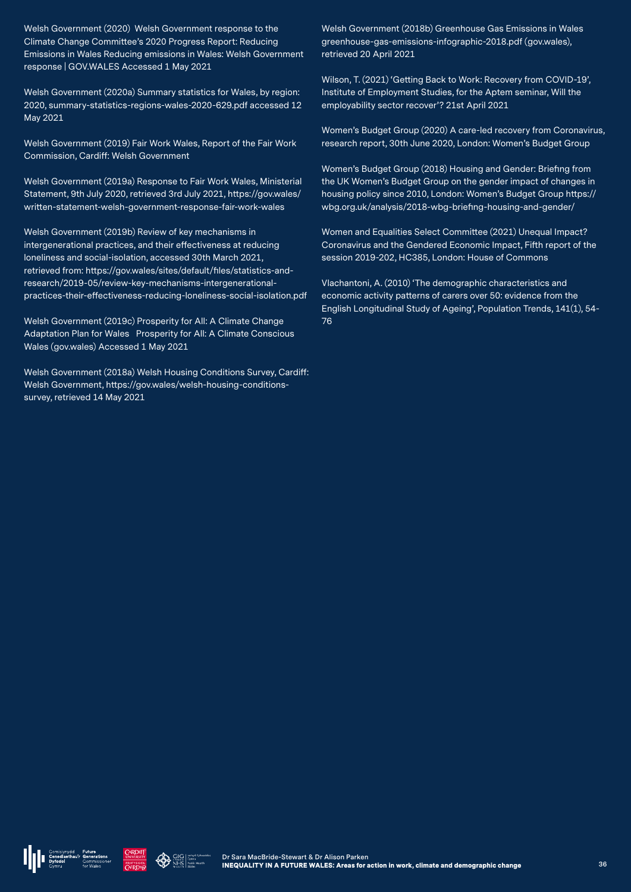Welsh Government (2020) Welsh Government response to the Climate Change Committee's 2020 Progress Report: Reducing Emissions in Wales Reducing emissions in Wales: Welsh Government response | GOV.WALES Accessed 1 May 2021

Welsh Government (2020a) Summary statistics for Wales, by region: 2020, summary-statistics-regions-wales-2020-629.pdf accessed 12 May 2021

Welsh Government (2019) Fair Work Wales, Report of the Fair Work Commission, Cardiff: Welsh Government

Welsh Government (2019a) Response to Fair Work Wales, Ministerial Statement, 9th July 2020, retrieved 3rd July 2021, https://gov.wales/written-statement-welsh-government-response-fair-work-wales

Welsh Government (2019b) Review of key mechanisms in intergenerational practices, and their effectiveness at reducing loneliness and social-isolation, accessed 30th March 2021, retrieved from: https://gov.wales/sites/default/files/statistics-and-research/2019-05/review-key-mechanisms-intergenerational-practices-their-effectiveness-reducing-loneliness-social-isolation.pdf

Welsh Government (2019c) Prosperity for All: A Climate Change Adaptation Plan for Wales Prosperity for All: A Climate Conscious Wales (gov.wales) Accessed 1 May 2021

Welsh Government (2018a) Welsh Housing Conditions Survey, Cardiff: Welsh Government, https://gov.wales/welsh-housing-conditions-survey, retrieved 14 May 2021

Welsh Government (2018b) Greenhouse Gas Emissions in Wales greenhouse-gas-emissions-infographic-2018.pdf (gov.wales), retrieved 20 April 2021

Wilson, T. (2021) 'Getting Back to Work: Recovery from COVID-19', Institute of Employment Studies, for the Aptem seminar, Will the employability sector recover'? 21st April 2021

Women's Budget Group (2020) A care-led recovery from Coronavirus, research report, 30th June 2020, London: Women's Budget Group

Women's Budget Group (2018) Housing and Gender: Briefing from the UK Women's Budget Group on the gender impact of changes in housing policy since 2010, London: Women's Budget Group https://wbg.org.uk/analysis/2018-wbg-briefing-housing-and-gender/

Women and Equalities Select Committee (2021) Unequal Impact? Coronavirus and the Gendered Economic Impact, Fifth report of the session 2019-202, HC385, London: House of Commons

Vlachantoni, A. (2010) 'The demographic characteristics and economic activity patterns of carers over 50: evidence from the English Longitudinal Study of Ageing', Population Trends, 141(1), 54-76